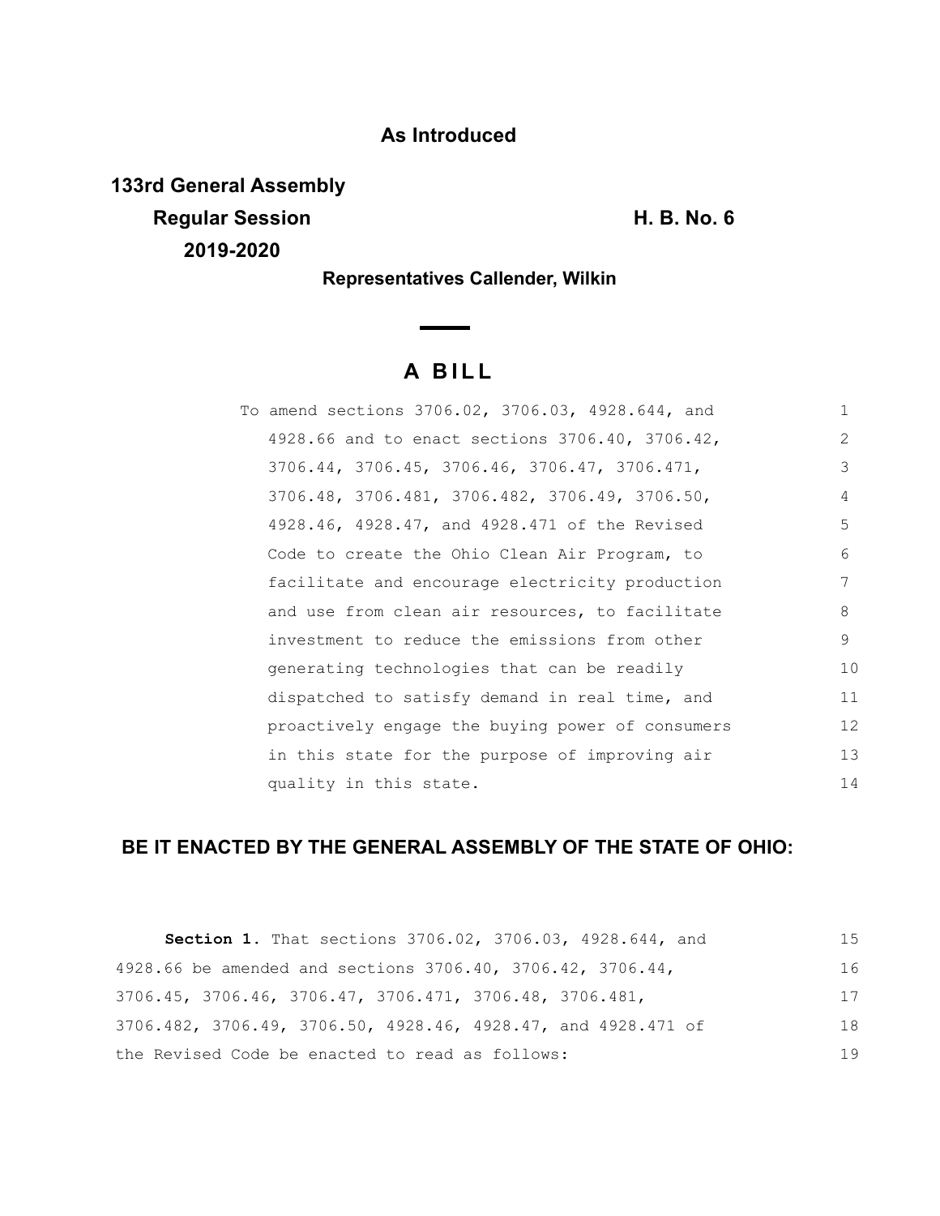**As Introduced**

**133rd General Assembly**

**Regular Session** **H. B. No. 6**

**2019-2020**

**Representatives Callender, Wilkin**

# A BILL

To amend sections 3706.02, 3706.03, 4928.644, and 4928.66 and to enact sections 3706.40, 3706.42, 3706.44, 3706.45, 3706.46, 3706.47, 3706.471, 3706.48, 3706.481, 3706.482, 3706.49, 3706.50, 4928.46, 4928.47, and 4928.471 of the Revised Code to create the Ohio Clean Air Program, to facilitate and encourage electricity production and use from clean air resources, to facilitate investment to reduce the emissions from other generating technologies that can be readily dispatched to satisfy demand in real time, and proactively engage the buying power of consumers in this state for the purpose of improving air quality in this state.

**BE IT ENACTED BY THE GENERAL ASSEMBLY OF THE STATE OF OHIO:**

**Section 1.** That sections 3706.02, 3706.03, 4928.644, and 4928.66 be amended and sections 3706.40, 3706.42, 3706.44, 3706.45, 3706.46, 3706.47, 3706.471, 3706.48, 3706.481, 3706.482, 3706.49, 3706.50, 4928.46, 4928.47, and 4928.471 of the Revised Code be enacted to read as follows: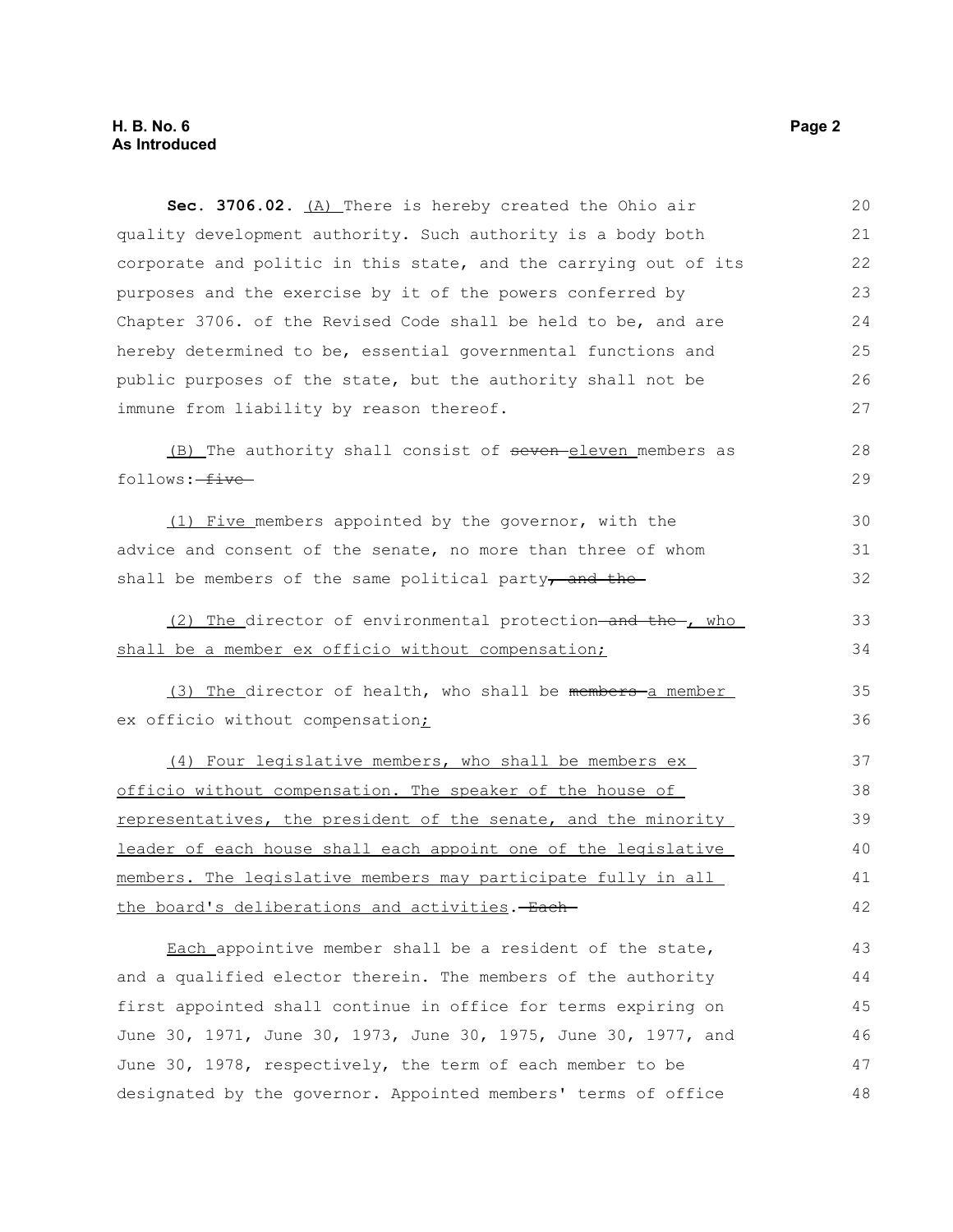**Sec. 3706.02.** <u>(A)</u> There is hereby created the Ohio air quality development authority. Such authority is a body both corporate and politic in this state, and the carrying out of its purposes and the exercise by it of the powers conferred by Chapter 3706. of the Revised Code shall be held to be, and are hereby determined to be, essential governmental functions and public purposes of the state, but the authority shall not be immune from liability by reason thereof.

<u>(B)</u> The authority shall consist of ~~seven~~ <u>eleven</u> members as follows: ~~five~~

<u>(1) Five</u> members appointed by the governor, with the advice and consent of the senate, no more than three of whom shall be members of the same political party~~, and the~~

<u>(2) The</u> director of environmental protection ~~and the~~ <u>, who shall be a member ex officio without compensation;</u>

<u>(3) The</u> director of health, who shall be ~~members~~ <u>a member</u> ex officio without compensation<u>;</u>

<u>(4) Four legislative members, who shall be members ex officio without compensation. The speaker of the house of representatives, the president of the senate, and the minority leader of each house shall each appoint one of the legislative members. The legislative members may participate fully in all the board's deliberations and activities</u>. ~~Each~~

<u>Each</u> appointive member shall be a resident of the state, and a qualified elector therein. The members of the authority first appointed shall continue in office for terms expiring on June 30, 1971, June 30, 1973, June 30, 1975, June 30, 1977, and June 30, 1978, respectively, the term of each member to be designated by the governor. Appointed members' terms of office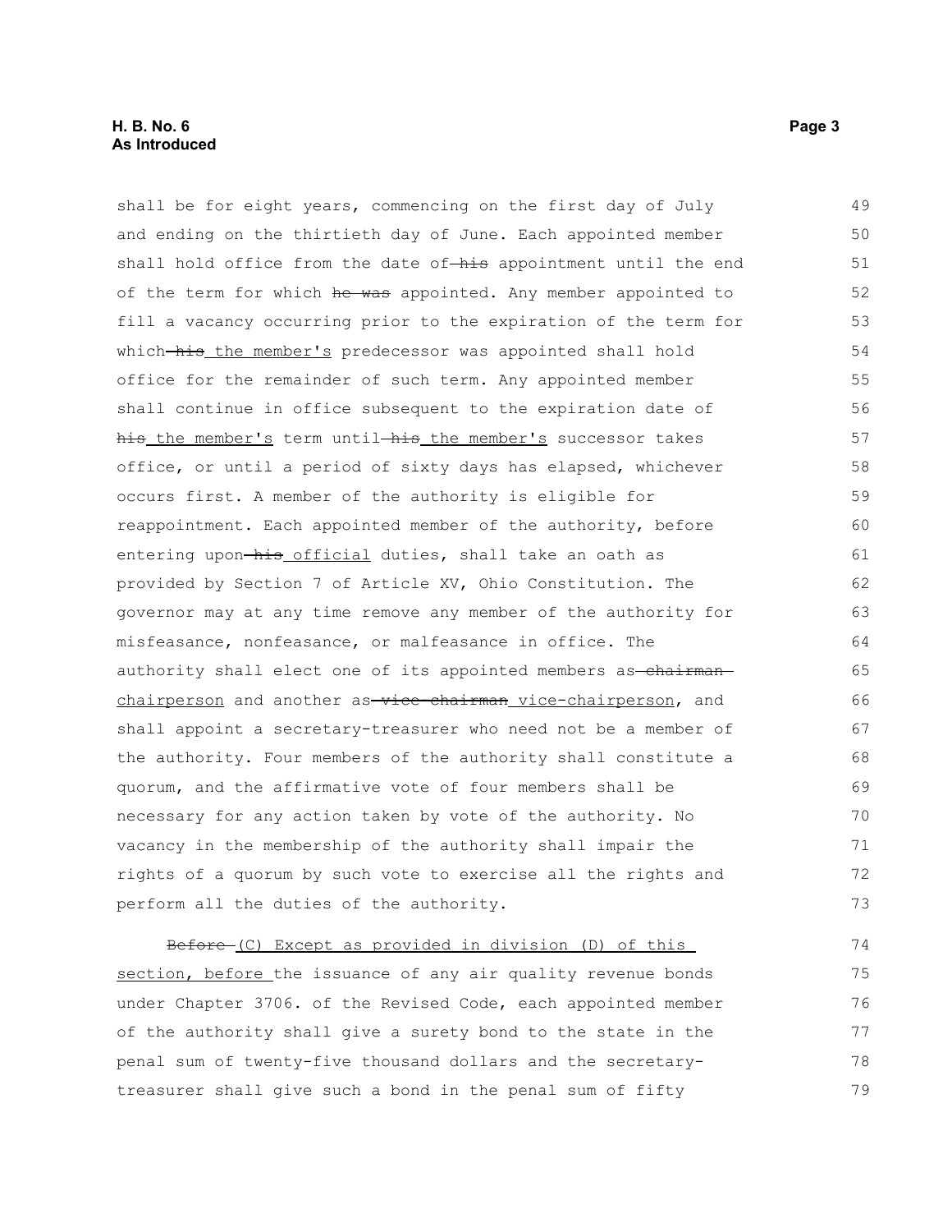shall be for eight years, commencing on the first day of July and ending on the thirtieth day of June. Each appointed member shall hold office from the date of ~~his~~ appointment until the end of the term for which ~~he was~~ appointed. Any member appointed to fill a vacancy occurring prior to the expiration of the term for which ~~his~~ <u>the member's</u> predecessor was appointed shall hold office for the remainder of such term. Any appointed member shall continue in office subsequent to the expiration date of ~~his~~ <u>the member's</u> term until ~~his~~ <u>the member's</u> successor takes office, or until a period of sixty days has elapsed, whichever occurs first. A member of the authority is eligible for reappointment. Each appointed member of the authority, before entering upon ~~his~~ <u>official</u> duties, shall take an oath as provided by Section 7 of Article XV, Ohio Constitution. The governor may at any time remove any member of the authority for misfeasance, nonfeasance, or malfeasance in office. The authority shall elect one of its appointed members as ~~chairman~~ <u>chairperson</u> and another as ~~vice-chairman~~ <u>vice-chairperson</u>, and shall appoint a secretary-treasurer who need not be a member of the authority. Four members of the authority shall constitute a quorum, and the affirmative vote of four members shall be necessary for any action taken by vote of the authority. No vacancy in the membership of the authority shall impair the rights of a quorum by such vote to exercise all the rights and perform all the duties of the authority.

~~Before~~ <u>(C) Except as provided in division (D) of this section, before</u> the issuance of any air quality revenue bonds under Chapter 3706. of the Revised Code, each appointed member of the authority shall give a surety bond to the state in the penal sum of twenty-five thousand dollars and the secretary-treasurer shall give such a bond in the penal sum of fifty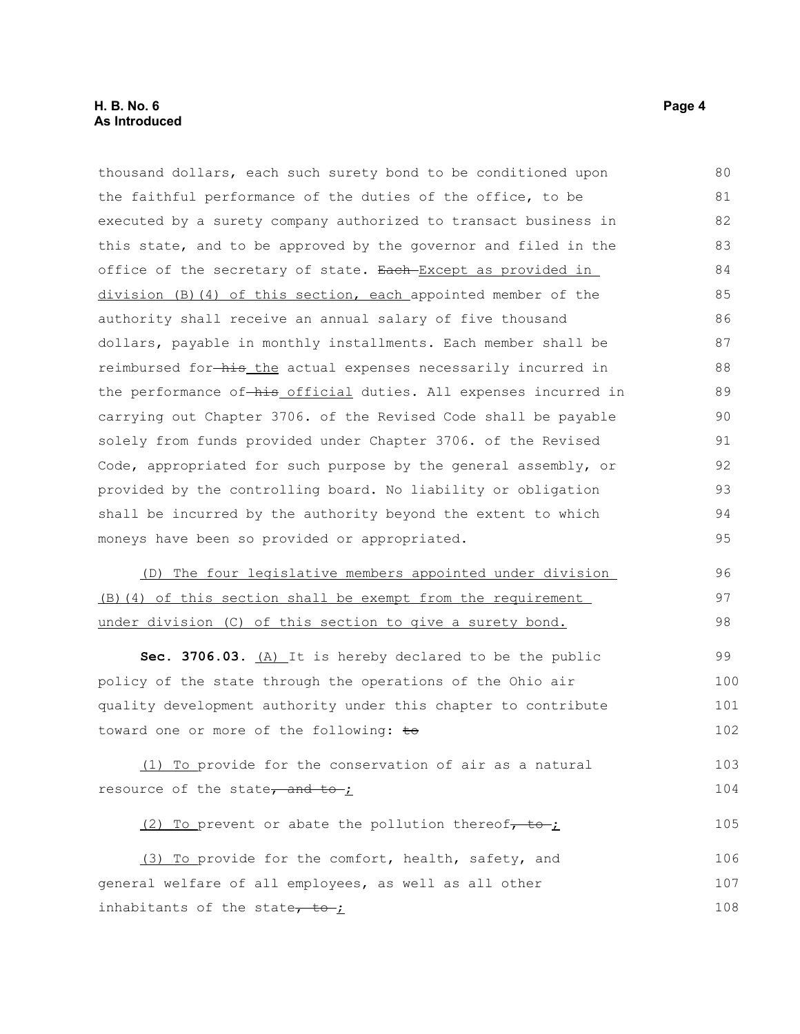thousand dollars, each such surety bond to be conditioned upon the faithful performance of the duties of the office, to be executed by a surety company authorized to transact business in this state, and to be approved by the governor and filed in the office of the secretary of state. ~~Each~~ Except as provided in division (B)(4) of this section, each appointed member of the authority shall receive an annual salary of five thousand dollars, payable in monthly installments. Each member shall be reimbursed for ~~his~~ the actual expenses necessarily incurred in the performance of ~~his~~ official duties. All expenses incurred in carrying out Chapter 3706. of the Revised Code shall be payable solely from funds provided under Chapter 3706. of the Revised Code, appropriated for such purpose by the general assembly, or provided by the controlling board. No liability or obligation shall be incurred by the authority beyond the extent to which moneys have been so provided or appropriated.

(D) The four legislative members appointed under division (B)(4) of this section shall be exempt from the requirement under division (C) of this section to give a surety bond.

**Sec. 3706.03.** (A) It is hereby declared to be the public policy of the state through the operations of the Ohio air quality development authority under this chapter to contribute toward one or more of the following: ~~to~~

(1) To provide for the conservation of air as a natural resource of the state~~, and to~~;

(2) To prevent or abate the pollution thereof~~, to~~;

(3) To provide for the comfort, health, safety, and general welfare of all employees, as well as all other inhabitants of the state~~, to~~;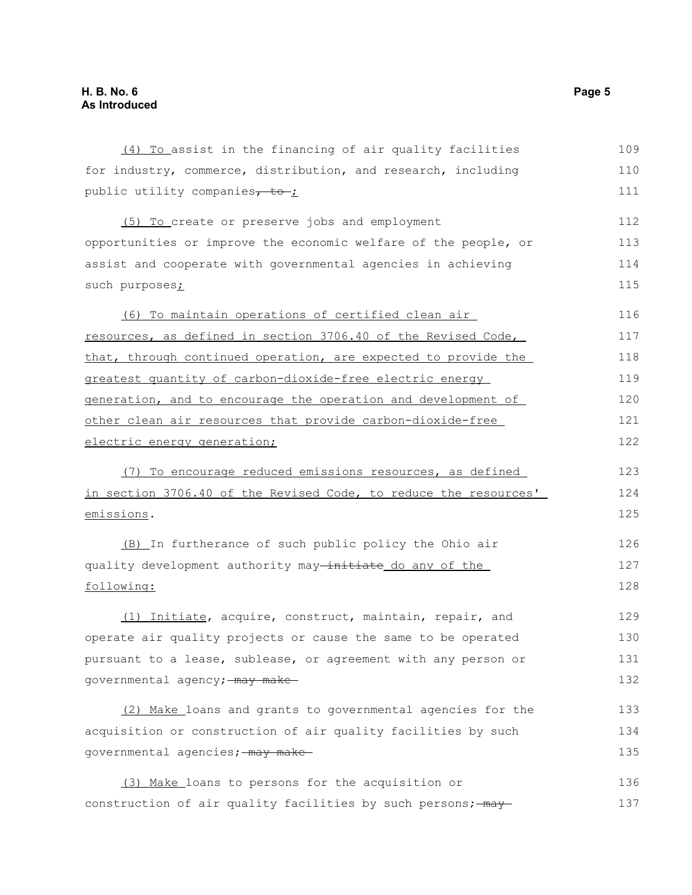(4) To assist in the financing of air quality facilities for industry, commerce, distribution, and research, including public utility companies, to ;

(5) To create or preserve jobs and employment opportunities or improve the economic welfare of the people, or assist and cooperate with governmental agencies in achieving such purposes;

(6) To maintain operations of certified clean air resources, as defined in section 3706.40 of the Revised Code, that, through continued operation, are expected to provide the greatest quantity of carbon-dioxide-free electric energy generation, and to encourage the operation and development of other clean air resources that provide carbon-dioxide-free electric energy generation;

(7) To encourage reduced emissions resources, as defined in section 3706.40 of the Revised Code, to reduce the resources' emissions.

(B) In furtherance of such public policy the Ohio air quality development authority may initiate do any of the following:

(1) Initiate, acquire, construct, maintain, repair, and operate air quality projects or cause the same to be operated pursuant to a lease, sublease, or agreement with any person or governmental agency; may make

(2) Make loans and grants to governmental agencies for the acquisition or construction of air quality facilities by such governmental agencies; may make

(3) Make loans to persons for the acquisition or construction of air quality facilities by such persons; may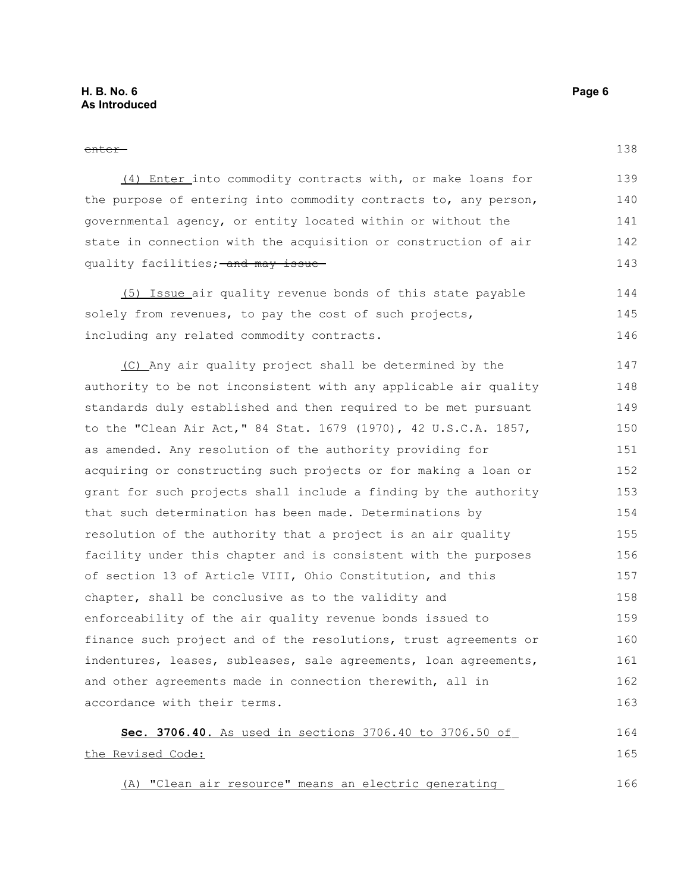~~enter~~

(4) Enter into commodity contracts with, or make loans for the purpose of entering into commodity contracts to, any person, governmental agency, or entity located within or without the state in connection with the acquisition or construction of air quality facilities; ~~and may issue~~

(5) Issue air quality revenue bonds of this state payable solely from revenues, to pay the cost of such projects, including any related commodity contracts.

(C) Any air quality project shall be determined by the authority to be not inconsistent with any applicable air quality standards duly established and then required to be met pursuant to the "Clean Air Act," 84 Stat. 1679 (1970), 42 U.S.C.A. 1857, as amended. Any resolution of the authority providing for acquiring or constructing such projects or for making a loan or grant for such projects shall include a finding by the authority that such determination has been made. Determinations by resolution of the authority that a project is an air quality facility under this chapter and is consistent with the purposes of section 13 of Article VIII, Ohio Constitution, and this chapter, shall be conclusive as to the validity and enforceability of the air quality revenue bonds issued to finance such project and of the resolutions, trust agreements or indentures, leases, subleases, sale agreements, loan agreements, and other agreements made in connection therewith, all in accordance with their terms.

**Sec. 3706.40.** As used in sections 3706.40 to 3706.50 of the Revised Code:

(A) "Clean air resource" means an electric generating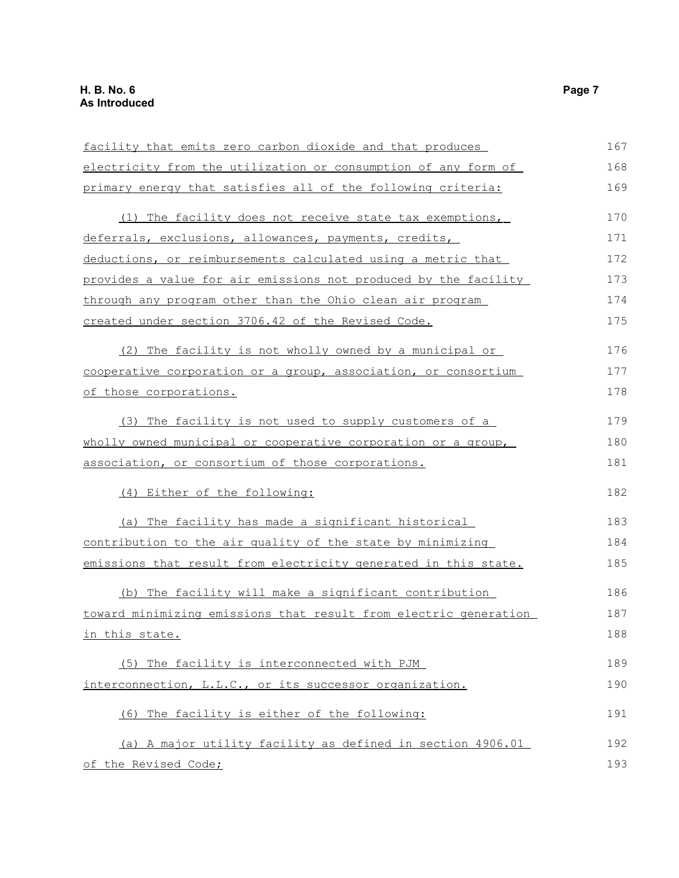facility that emits zero carbon dioxide and that produces electricity from the utilization or consumption of any form of primary energy that satisfies all of the following criteria:

(1) The facility does not receive state tax exemptions, deferrals, exclusions, allowances, payments, credits, deductions, or reimbursements calculated using a metric that provides a value for air emissions not produced by the facility through any program other than the Ohio clean air program created under section 3706.42 of the Revised Code.

(2) The facility is not wholly owned by a municipal or cooperative corporation or a group, association, or consortium of those corporations.

(3) The facility is not used to supply customers of a wholly owned municipal or cooperative corporation or a group, association, or consortium of those corporations.

(4) Either of the following:

(a) The facility has made a significant historical contribution to the air quality of the state by minimizing emissions that result from electricity generated in this state.

(b) The facility will make a significant contribution toward minimizing emissions that result from electric generation in this state.

(5) The facility is interconnected with PJM interconnection, L.L.C., or its successor organization.

(6) The facility is either of the following:

(a) A major utility facility as defined in section 4906.01 of the Revised Code;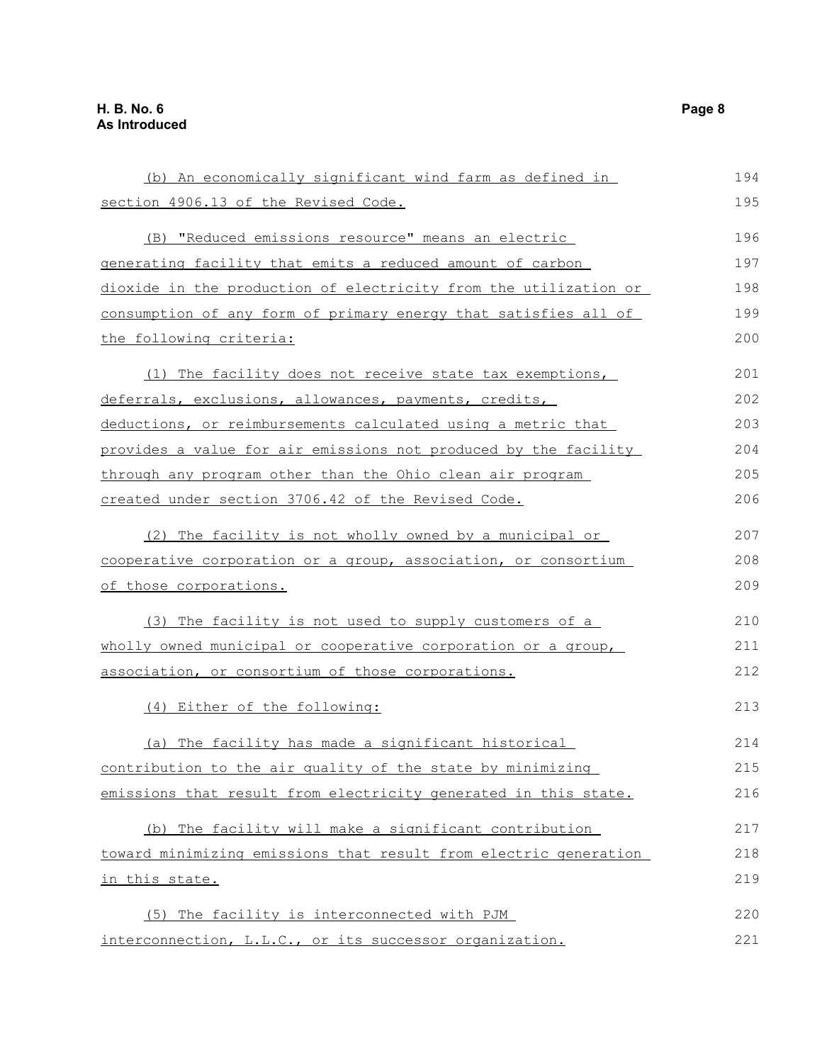(b) An economically significant wind farm as defined in section 4906.13 of the Revised Code.

(B) "Reduced emissions resource" means an electric generating facility that emits a reduced amount of carbon dioxide in the production of electricity from the utilization or consumption of any form of primary energy that satisfies all of the following criteria:

(1) The facility does not receive state tax exemptions, deferrals, exclusions, allowances, payments, credits, deductions, or reimbursements calculated using a metric that provides a value for air emissions not produced by the facility through any program other than the Ohio clean air program created under section 3706.42 of the Revised Code.

(2) The facility is not wholly owned by a municipal or cooperative corporation or a group, association, or consortium of those corporations.

(3) The facility is not used to supply customers of a wholly owned municipal or cooperative corporation or a group, association, or consortium of those corporations.

(4) Either of the following:

(a) The facility has made a significant historical contribution to the air quality of the state by minimizing emissions that result from electricity generated in this state.

(b) The facility will make a significant contribution toward minimizing emissions that result from electric generation in this state.

(5) The facility is interconnected with PJM interconnection, L.L.C., or its successor organization.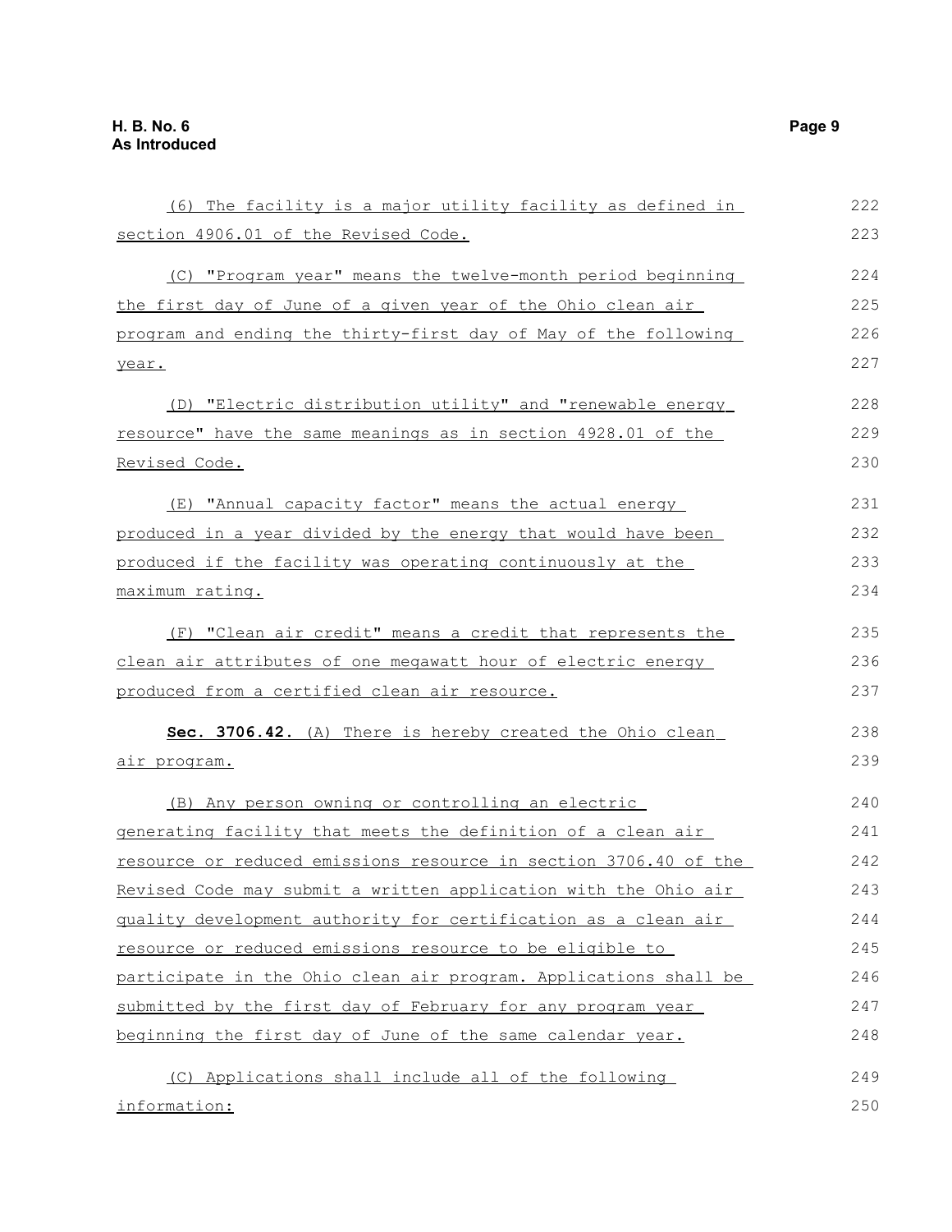(6) The facility is a major utility facility as defined in section 4906.01 of the Revised Code.

(C) "Program year" means the twelve-month period beginning the first day of June of a given year of the Ohio clean air program and ending the thirty-first day of May of the following year.

(D) "Electric distribution utility" and "renewable energy resource" have the same meanings as in section 4928.01 of the Revised Code.

(E) "Annual capacity factor" means the actual energy produced in a year divided by the energy that would have been produced if the facility was operating continuously at the maximum rating.

(F) "Clean air credit" means a credit that represents the clean air attributes of one megawatt hour of electric energy produced from a certified clean air resource.

**Sec. 3706.42.** (A) There is hereby created the Ohio clean air program.

(B) Any person owning or controlling an electric generating facility that meets the definition of a clean air resource or reduced emissions resource in section 3706.40 of the Revised Code may submit a written application with the Ohio air quality development authority for certification as a clean air resource or reduced emissions resource to be eligible to participate in the Ohio clean air program. Applications shall be submitted by the first day of February for any program year beginning the first day of June of the same calendar year.

(C) Applications shall include all of the following information: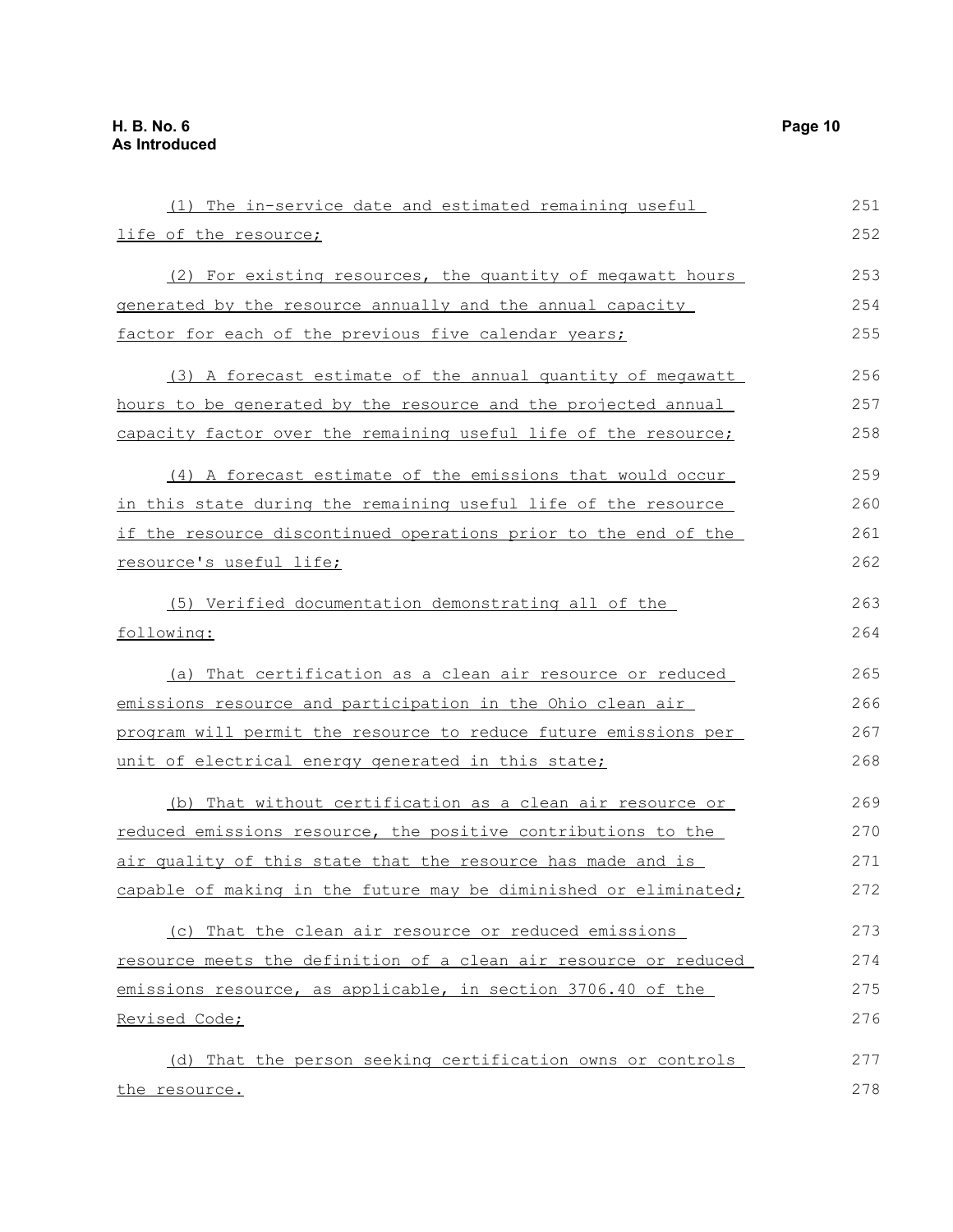(1) The in-service date and estimated remaining useful life of the resource;

(2) For existing resources, the quantity of megawatt hours generated by the resource annually and the annual capacity factor for each of the previous five calendar years;

(3) A forecast estimate of the annual quantity of megawatt hours to be generated by the resource and the projected annual capacity factor over the remaining useful life of the resource;

(4) A forecast estimate of the emissions that would occur in this state during the remaining useful life of the resource if the resource discontinued operations prior to the end of the resource's useful life;

(5) Verified documentation demonstrating all of the following:

(a) That certification as a clean air resource or reduced emissions resource and participation in the Ohio clean air program will permit the resource to reduce future emissions per unit of electrical energy generated in this state;

(b) That without certification as a clean air resource or reduced emissions resource, the positive contributions to the air quality of this state that the resource has made and is capable of making in the future may be diminished or eliminated;

(c) That the clean air resource or reduced emissions resource meets the definition of a clean air resource or reduced emissions resource, as applicable, in section 3706.40 of the Revised Code;

(d) That the person seeking certification owns or controls the resource.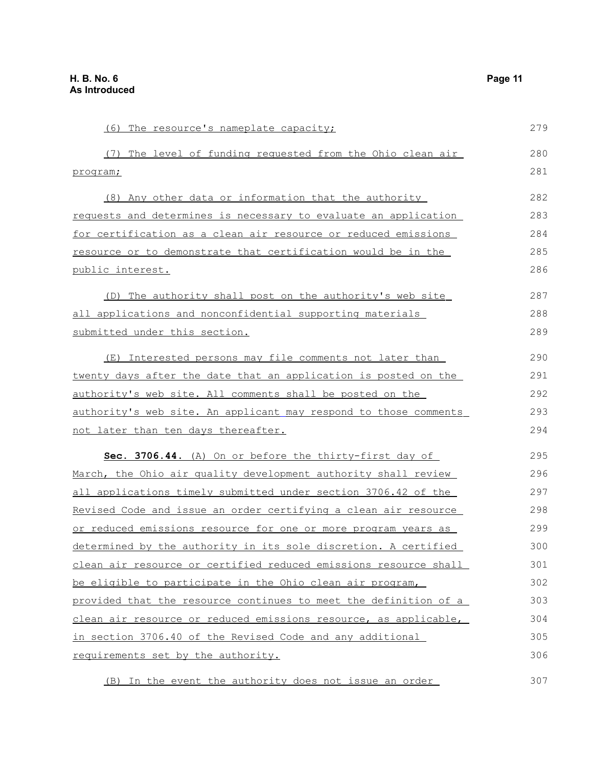(6) The resource's nameplate capacity;

(7) The level of funding requested from the Ohio clean air program;

(8) Any other data or information that the authority requests and determines is necessary to evaluate an application for certification as a clean air resource or reduced emissions resource or to demonstrate that certification would be in the public interest.

(D) The authority shall post on the authority's web site all applications and nonconfidential supporting materials submitted under this section.

(E) Interested persons may file comments not later than twenty days after the date that an application is posted on the authority's web site. All comments shall be posted on the authority's web site. An applicant may respond to those comments not later than ten days thereafter.

**Sec. 3706.44.** (A) On or before the thirty-first day of March, the Ohio air quality development authority shall review all applications timely submitted under section 3706.42 of the Revised Code and issue an order certifying a clean air resource or reduced emissions resource for one or more program years as determined by the authority in its sole discretion. A certified clean air resource or certified reduced emissions resource shall be eligible to participate in the Ohio clean air program, provided that the resource continues to meet the definition of a clean air resource or reduced emissions resource, as applicable, in section 3706.40 of the Revised Code and any additional requirements set by the authority.

(B) In the event the authority does not issue an order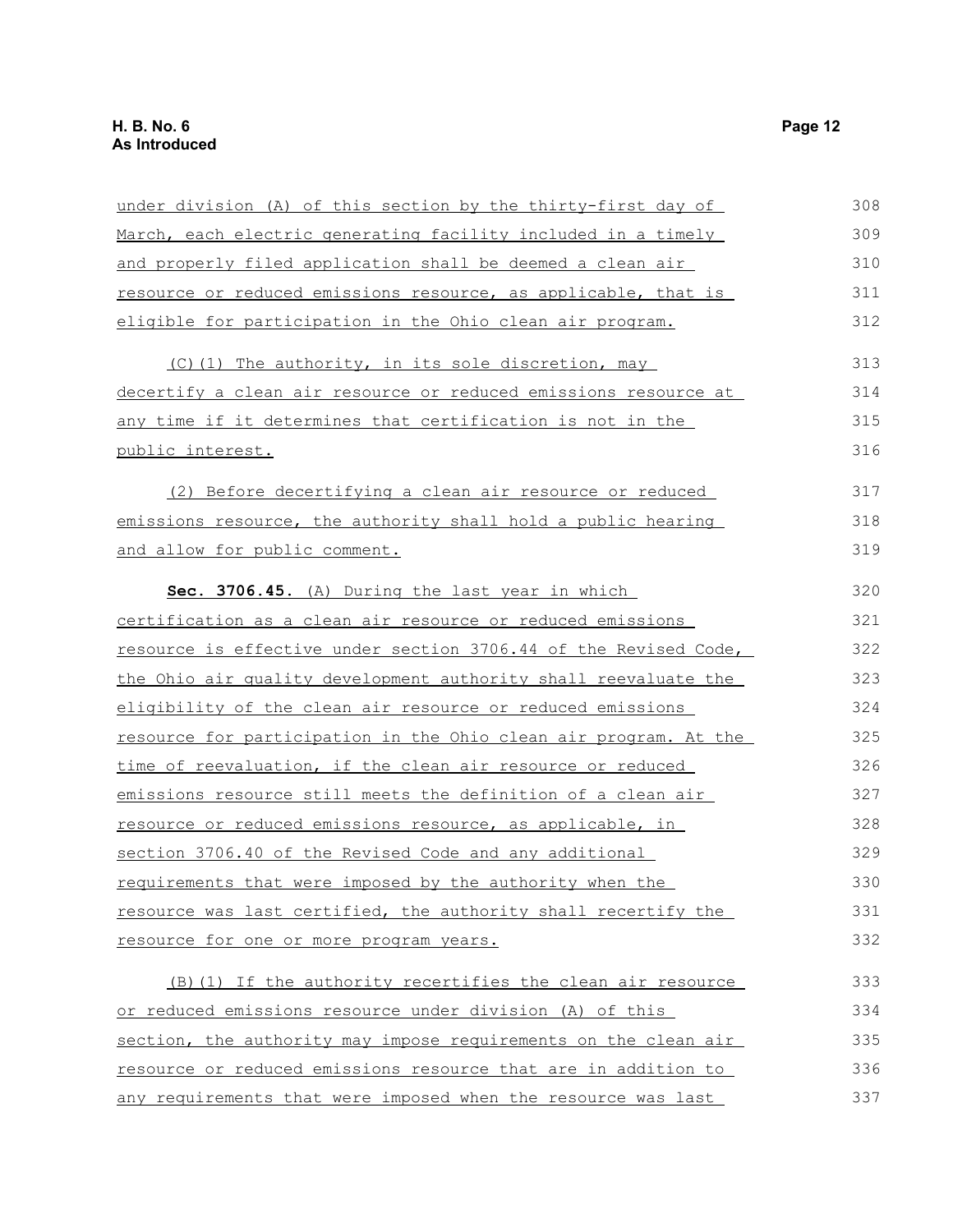under division (A) of this section by the thirty-first day of March, each electric generating facility included in a timely and properly filed application shall be deemed a clean air resource or reduced emissions resource, as applicable, that is eligible for participation in the Ohio clean air program.

(C)(1) The authority, in its sole discretion, may decertify a clean air resource or reduced emissions resource at any time if it determines that certification is not in the public interest.

(2) Before decertifying a clean air resource or reduced emissions resource, the authority shall hold a public hearing and allow for public comment.

**Sec. 3706.45.** (A) During the last year in which certification as a clean air resource or reduced emissions resource is effective under section 3706.44 of the Revised Code, the Ohio air quality development authority shall reevaluate the eligibility of the clean air resource or reduced emissions resource for participation in the Ohio clean air program. At the time of reevaluation, if the clean air resource or reduced emissions resource still meets the definition of a clean air resource or reduced emissions resource, as applicable, in section 3706.40 of the Revised Code and any additional requirements that were imposed by the authority when the resource was last certified, the authority shall recertify the resource for one or more program years.

(B)(1) If the authority recertifies the clean air resource or reduced emissions resource under division (A) of this section, the authority may impose requirements on the clean air resource or reduced emissions resource that are in addition to any requirements that were imposed when the resource was last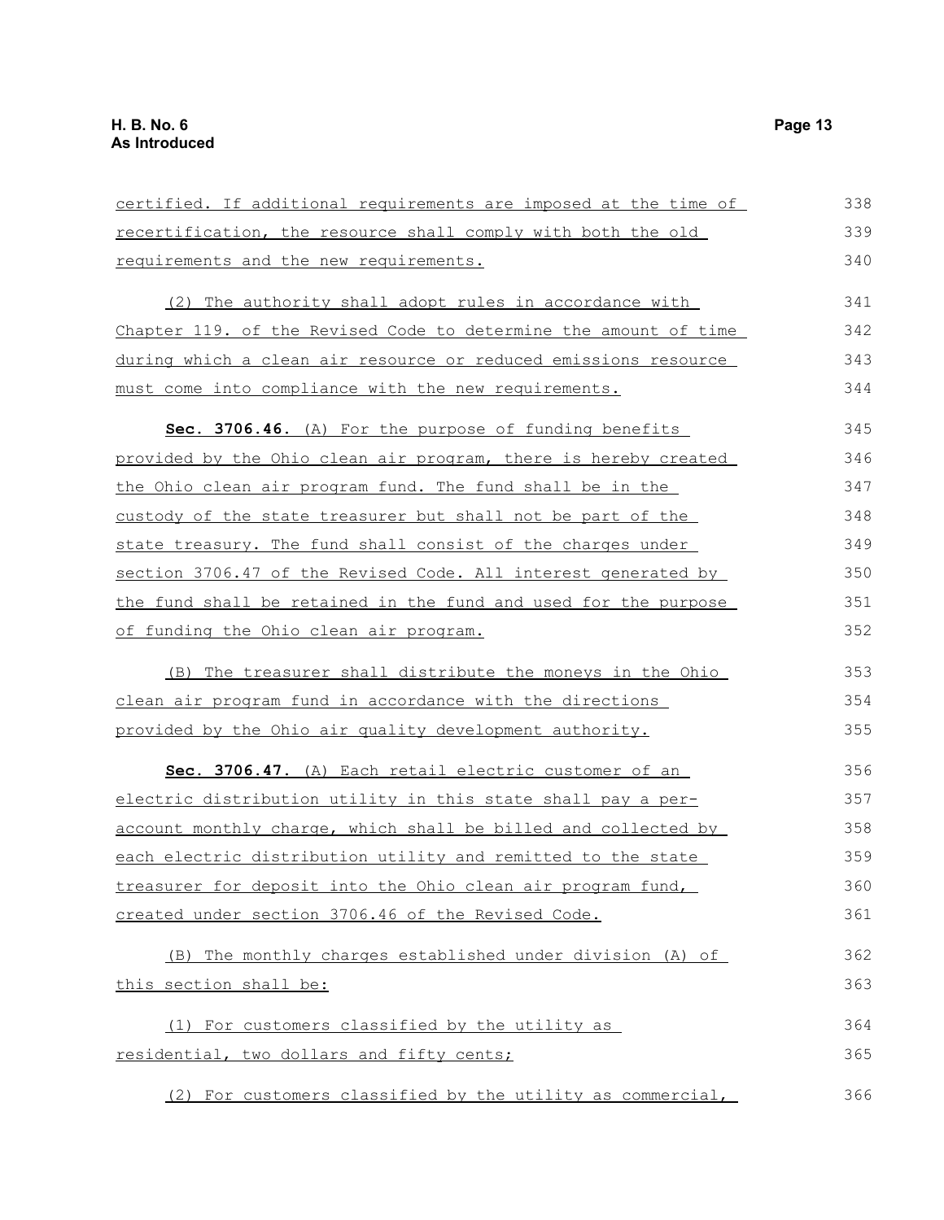certified. If additional requirements are imposed at the time of recertification, the resource shall comply with both the old requirements and the new requirements.

(2) The authority shall adopt rules in accordance with Chapter 119. of the Revised Code to determine the amount of time during which a clean air resource or reduced emissions resource must come into compliance with the new requirements.

**Sec. 3706.46.** (A) For the purpose of funding benefits provided by the Ohio clean air program, there is hereby created the Ohio clean air program fund. The fund shall be in the custody of the state treasurer but shall not be part of the state treasury. The fund shall consist of the charges under section 3706.47 of the Revised Code. All interest generated by the fund shall be retained in the fund and used for the purpose of funding the Ohio clean air program.

(B) The treasurer shall distribute the moneys in the Ohio clean air program fund in accordance with the directions provided by the Ohio air quality development authority.

**Sec. 3706.47.** (A) Each retail electric customer of an electric distribution utility in this state shall pay a per-account monthly charge, which shall be billed and collected by each electric distribution utility and remitted to the state treasurer for deposit into the Ohio clean air program fund, created under section 3706.46 of the Revised Code.

(B) The monthly charges established under division (A) of this section shall be:

(1) For customers classified by the utility as residential, two dollars and fifty cents;

(2) For customers classified by the utility as commercial,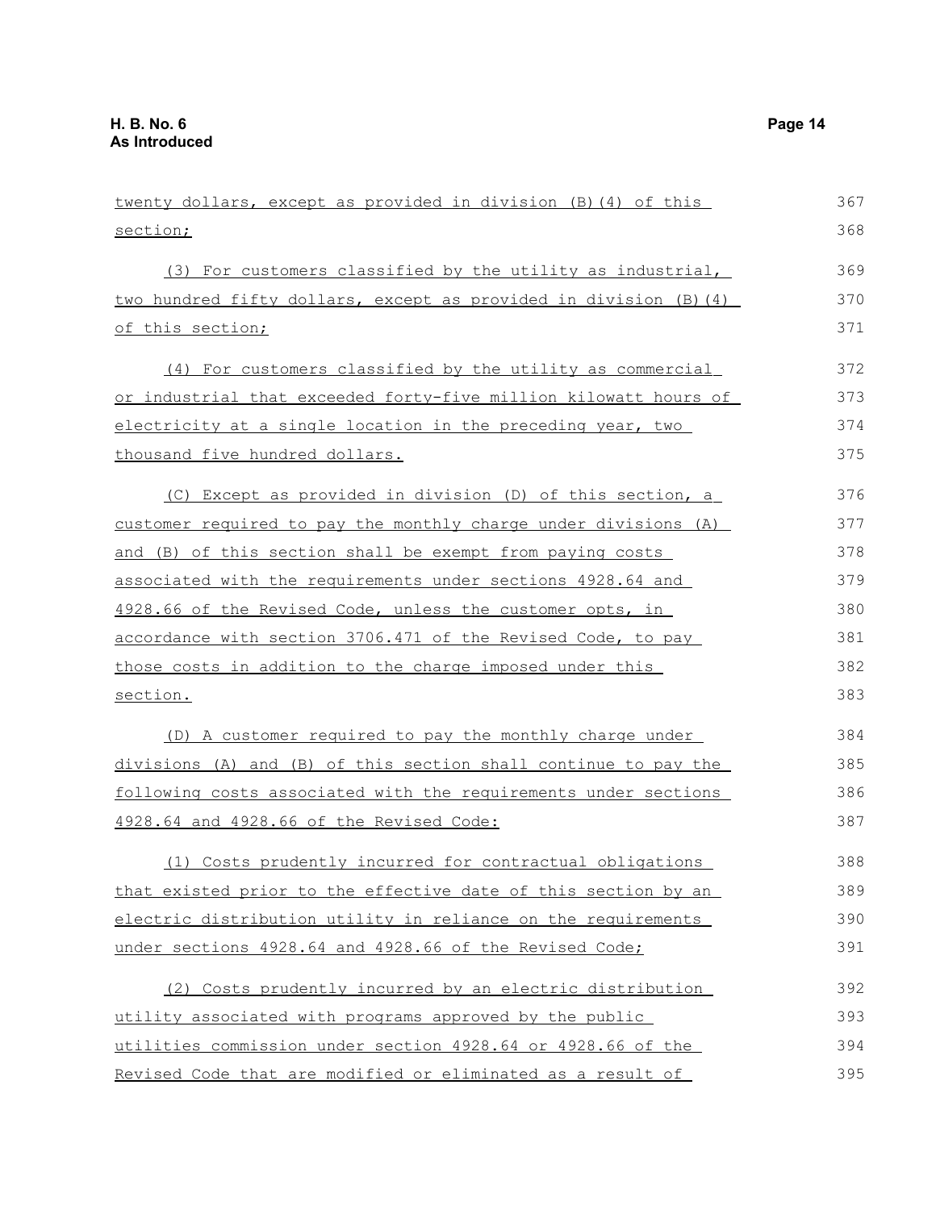twenty dollars, except as provided in division (B)(4) of this section;

(3) For customers classified by the utility as industrial, two hundred fifty dollars, except as provided in division (B)(4) of this section;

(4) For customers classified by the utility as commercial or industrial that exceeded forty-five million kilowatt hours of electricity at a single location in the preceding year, two thousand five hundred dollars.

(C) Except as provided in division (D) of this section, a customer required to pay the monthly charge under divisions (A) and (B) of this section shall be exempt from paying costs associated with the requirements under sections 4928.64 and 4928.66 of the Revised Code, unless the customer opts, in accordance with section 3706.471 of the Revised Code, to pay those costs in addition to the charge imposed under this section.

(D) A customer required to pay the monthly charge under divisions (A) and (B) of this section shall continue to pay the following costs associated with the requirements under sections 4928.64 and 4928.66 of the Revised Code:

(1) Costs prudently incurred for contractual obligations that existed prior to the effective date of this section by an electric distribution utility in reliance on the requirements under sections 4928.64 and 4928.66 of the Revised Code;

(2) Costs prudently incurred by an electric distribution utility associated with programs approved by the public utilities commission under section 4928.64 or 4928.66 of the Revised Code that are modified or eliminated as a result of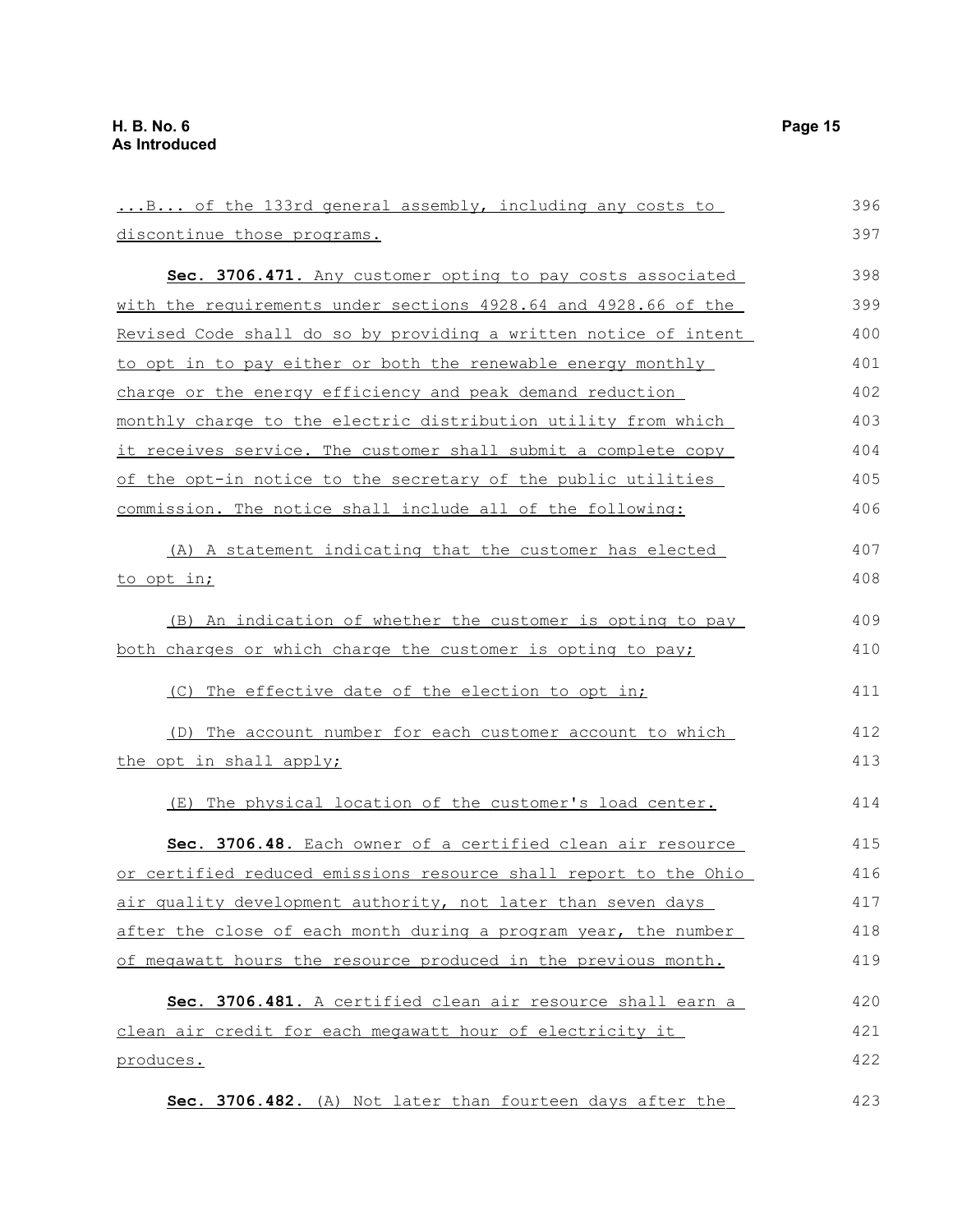...B... of the 133rd general assembly, including any costs to discontinue those programs.

**Sec. 3706.471.** Any customer opting to pay costs associated with the requirements under sections 4928.64 and 4928.66 of the Revised Code shall do so by providing a written notice of intent to opt in to pay either or both the renewable energy monthly charge or the energy efficiency and peak demand reduction monthly charge to the electric distribution utility from which it receives service. The customer shall submit a complete copy of the opt-in notice to the secretary of the public utilities commission. The notice shall include all of the following:

(A) A statement indicating that the customer has elected to opt in;

(B) An indication of whether the customer is opting to pay both charges or which charge the customer is opting to pay;

(C) The effective date of the election to opt in;

(D) The account number for each customer account to which the opt in shall apply;

(E) The physical location of the customer's load center.

**Sec. 3706.48.** Each owner of a certified clean air resource or certified reduced emissions resource shall report to the Ohio air quality development authority, not later than seven days after the close of each month during a program year, the number of megawatt hours the resource produced in the previous month.

**Sec. 3706.481.** A certified clean air resource shall earn a clean air credit for each megawatt hour of electricity it produces.

**Sec. 3706.482.** (A) Not later than fourteen days after the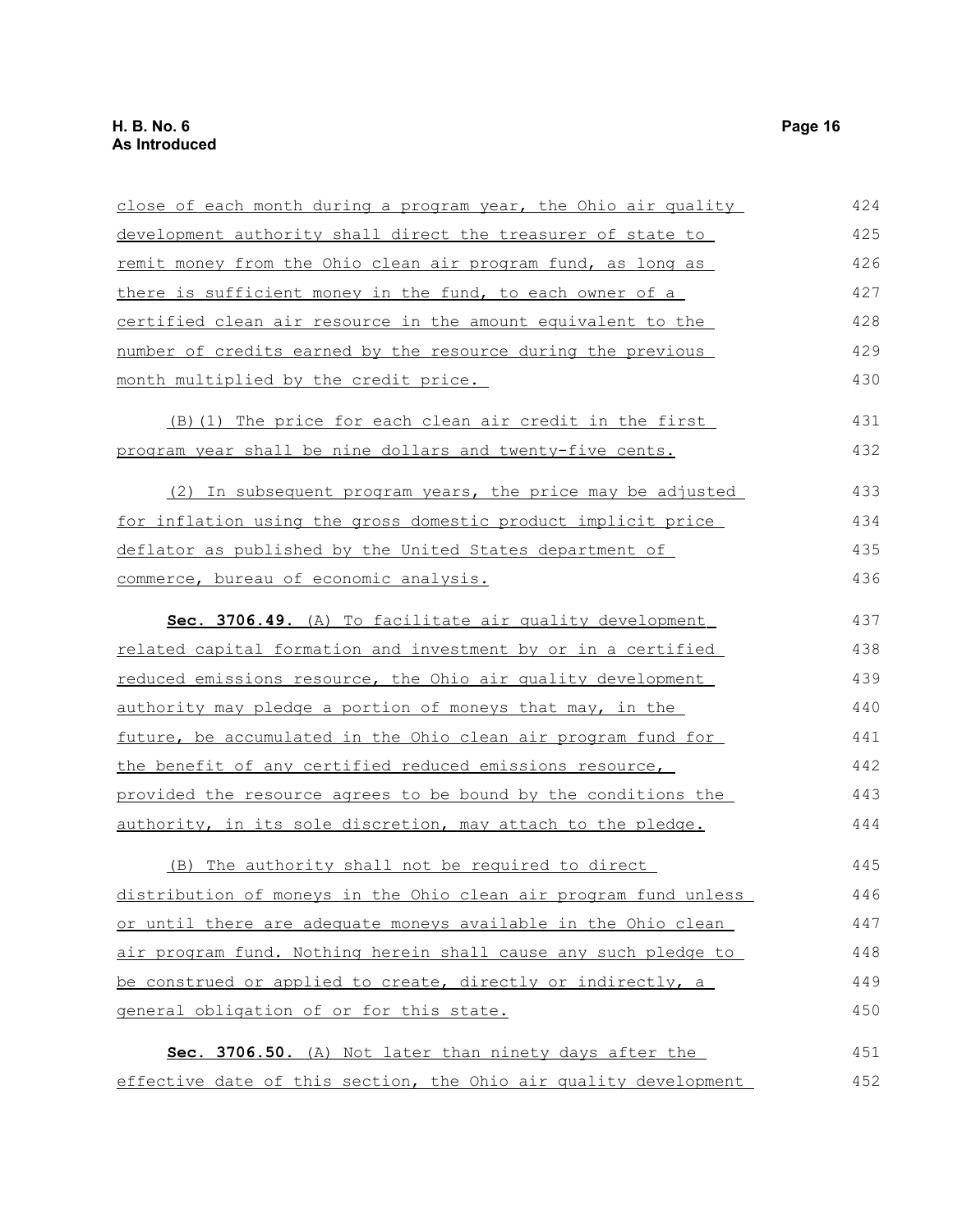close of each month during a program year, the Ohio air quality development authority shall direct the treasurer of state to remit money from the Ohio clean air program fund, as long as there is sufficient money in the fund, to each owner of a certified clean air resource in the amount equivalent to the number of credits earned by the resource during the previous month multiplied by the credit price.

(B)(1) The price for each clean air credit in the first program year shall be nine dollars and twenty-five cents.

(2) In subsequent program years, the price may be adjusted for inflation using the gross domestic product implicit price deflator as published by the United States department of commerce, bureau of economic analysis.

**Sec. 3706.49.** (A) To facilitate air quality development related capital formation and investment by or in a certified reduced emissions resource, the Ohio air quality development authority may pledge a portion of moneys that may, in the future, be accumulated in the Ohio clean air program fund for the benefit of any certified reduced emissions resource, provided the resource agrees to be bound by the conditions the authority, in its sole discretion, may attach to the pledge.

(B) The authority shall not be required to direct distribution of moneys in the Ohio clean air program fund unless or until there are adequate moneys available in the Ohio clean air program fund. Nothing herein shall cause any such pledge to be construed or applied to create, directly or indirectly, a general obligation of or for this state.

**Sec. 3706.50.** (A) Not later than ninety days after the effective date of this section, the Ohio air quality development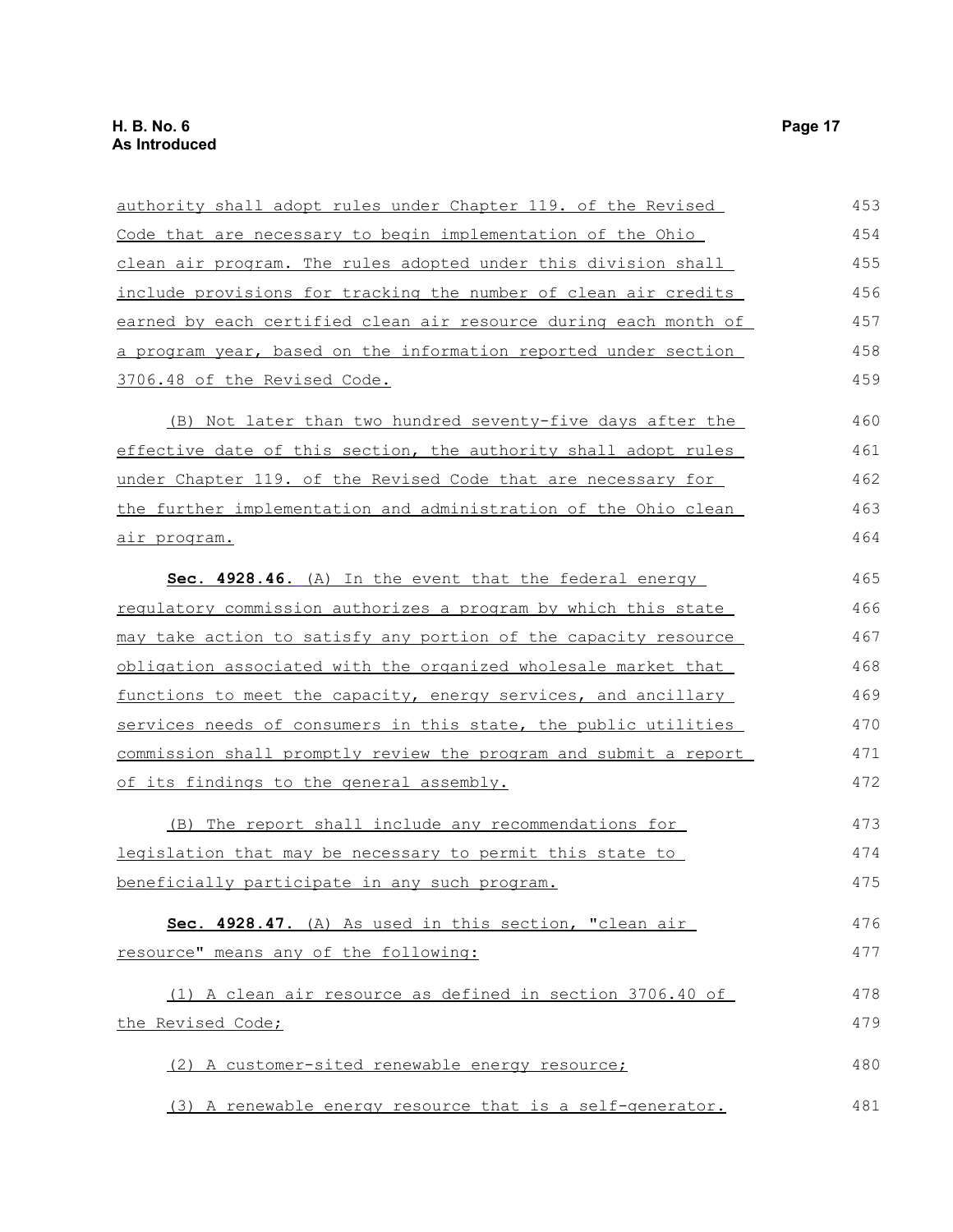authority shall adopt rules under Chapter 119. of the Revised Code that are necessary to begin implementation of the Ohio clean air program. The rules adopted under this division shall include provisions for tracking the number of clean air credits earned by each certified clean air resource during each month of a program year, based on the information reported under section 3706.48 of the Revised Code.

(B) Not later than two hundred seventy-five days after the effective date of this section, the authority shall adopt rules under Chapter 119. of the Revised Code that are necessary for the further implementation and administration of the Ohio clean air program.

**Sec. 4928.46.** (A) In the event that the federal energy regulatory commission authorizes a program by which this state may take action to satisfy any portion of the capacity resource obligation associated with the organized wholesale market that functions to meet the capacity, energy services, and ancillary services needs of consumers in this state, the public utilities commission shall promptly review the program and submit a report of its findings to the general assembly.

(B) The report shall include any recommendations for legislation that may be necessary to permit this state to beneficially participate in any such program.

**Sec. 4928.47.** (A) As used in this section, "clean air resource" means any of the following:

(1) A clean air resource as defined in section 3706.40 of the Revised Code;

(2) A customer-sited renewable energy resource;

(3) A renewable energy resource that is a self-generator.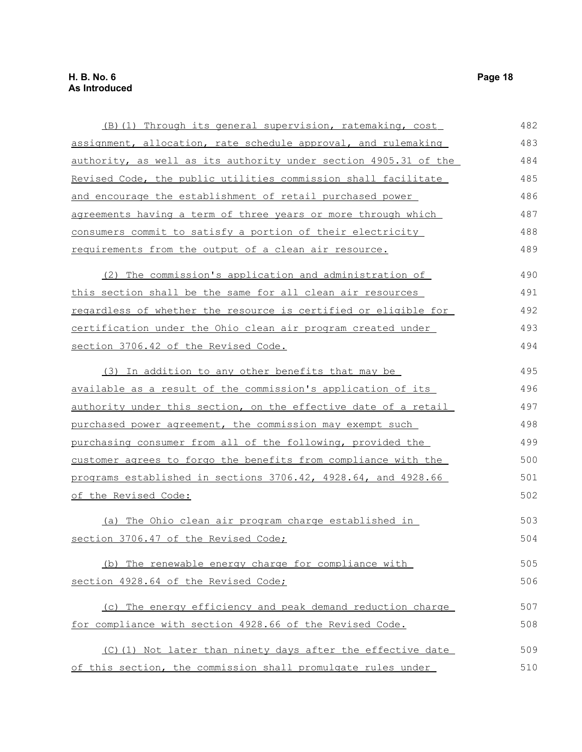(B)(1) Through its general supervision, ratemaking, cost assignment, allocation, rate schedule approval, and rulemaking authority, as well as its authority under section 4905.31 of the Revised Code, the public utilities commission shall facilitate and encourage the establishment of retail purchased power agreements having a term of three years or more through which consumers commit to satisfy a portion of their electricity requirements from the output of a clean air resource.

(2) The commission's application and administration of this section shall be the same for all clean air resources regardless of whether the resource is certified or eligible for certification under the Ohio clean air program created under section 3706.42 of the Revised Code.

(3) In addition to any other benefits that may be available as a result of the commission's application of its authority under this section, on the effective date of a retail purchased power agreement, the commission may exempt such purchasing consumer from all of the following, provided the customer agrees to forgo the benefits from compliance with the programs established in sections 3706.42, 4928.64, and 4928.66 of the Revised Code:

(a) The Ohio clean air program charge established in section 3706.47 of the Revised Code;

(b) The renewable energy charge for compliance with section 4928.64 of the Revised Code;

(c) The energy efficiency and peak demand reduction charge for compliance with section 4928.66 of the Revised Code.

(C)(1) Not later than ninety days after the effective date of this section, the commission shall promulgate rules under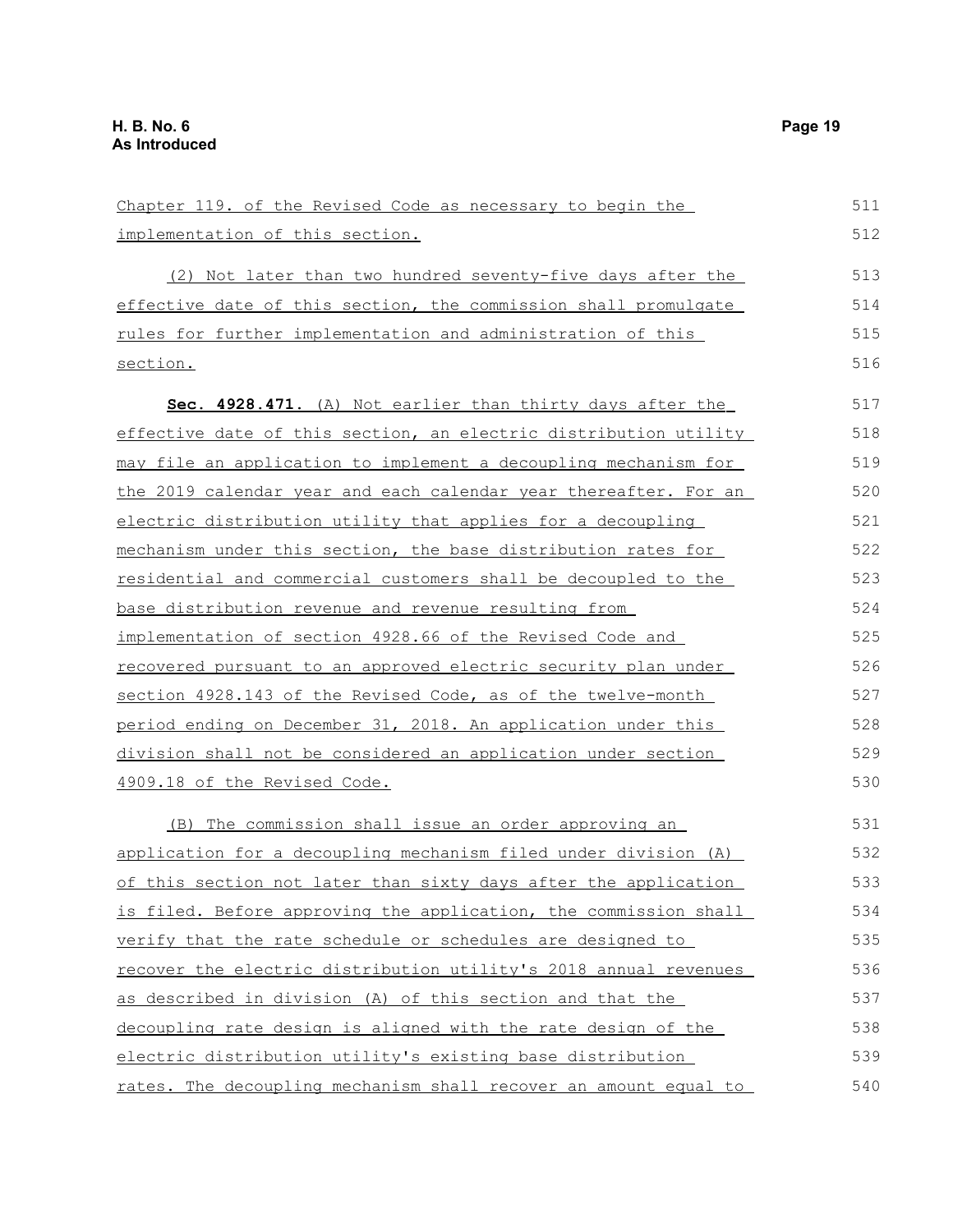Chapter 119. of the Revised Code as necessary to begin the implementation of this section.

(2) Not later than two hundred seventy-five days after the effective date of this section, the commission shall promulgate rules for further implementation and administration of this section.

**Sec. 4928.471.** (A) Not earlier than thirty days after the effective date of this section, an electric distribution utility may file an application to implement a decoupling mechanism for the 2019 calendar year and each calendar year thereafter. For an electric distribution utility that applies for a decoupling mechanism under this section, the base distribution rates for residential and commercial customers shall be decoupled to the base distribution revenue and revenue resulting from implementation of section 4928.66 of the Revised Code and recovered pursuant to an approved electric security plan under section 4928.143 of the Revised Code, as of the twelve-month period ending on December 31, 2018. An application under this division shall not be considered an application under section 4909.18 of the Revised Code.

(B) The commission shall issue an order approving an application for a decoupling mechanism filed under division (A) of this section not later than sixty days after the application is filed. Before approving the application, the commission shall verify that the rate schedule or schedules are designed to recover the electric distribution utility's 2018 annual revenues as described in division (A) of this section and that the decoupling rate design is aligned with the rate design of the electric distribution utility's existing base distribution rates. The decoupling mechanism shall recover an amount equal to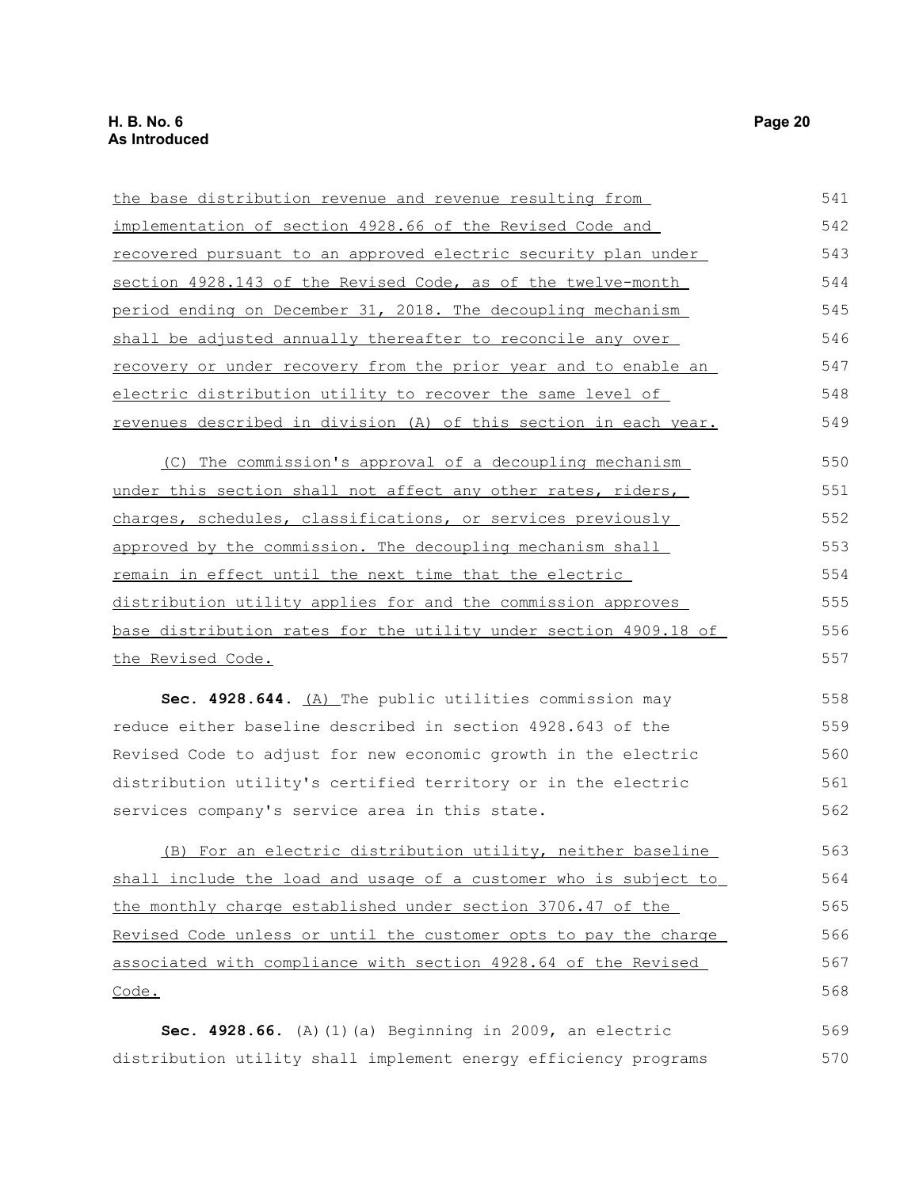the base distribution revenue and revenue resulting from implementation of section 4928.66 of the Revised Code and recovered pursuant to an approved electric security plan under section 4928.143 of the Revised Code, as of the twelve-month period ending on December 31, 2018. The decoupling mechanism shall be adjusted annually thereafter to reconcile any over recovery or under recovery from the prior year and to enable an electric distribution utility to recover the same level of revenues described in division (A) of this section in each year.

(C) The commission's approval of a decoupling mechanism under this section shall not affect any other rates, riders, charges, schedules, classifications, or services previously approved by the commission. The decoupling mechanism shall remain in effect until the next time that the electric distribution utility applies for and the commission approves base distribution rates for the utility under section 4909.18 of the Revised Code.

**Sec. 4928.644.** (A) The public utilities commission may reduce either baseline described in section 4928.643 of the Revised Code to adjust for new economic growth in the electric distribution utility's certified territory or in the electric services company's service area in this state.

(B) For an electric distribution utility, neither baseline shall include the load and usage of a customer who is subject to the monthly charge established under section 3706.47 of the Revised Code unless or until the customer opts to pay the charge associated with compliance with section 4928.64 of the Revised Code.

**Sec. 4928.66.** (A)(1)(a) Beginning in 2009, an electric distribution utility shall implement energy efficiency programs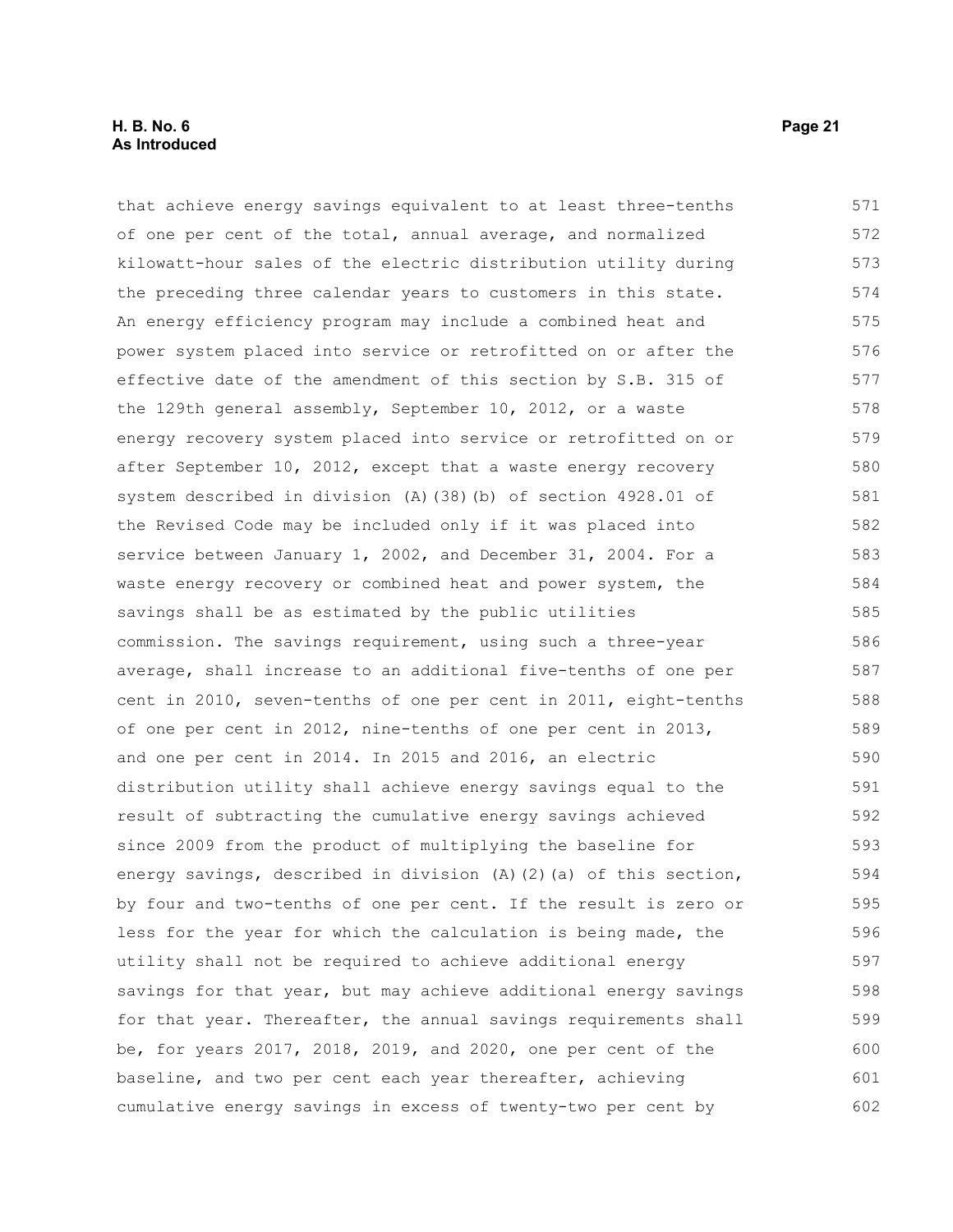that achieve energy savings equivalent to at least three-tenths of one per cent of the total, annual average, and normalized kilowatt-hour sales of the electric distribution utility during the preceding three calendar years to customers in this state. An energy efficiency program may include a combined heat and power system placed into service or retrofitted on or after the effective date of the amendment of this section by S.B. 315 of the 129th general assembly, September 10, 2012, or a waste energy recovery system placed into service or retrofitted on or after September 10, 2012, except that a waste energy recovery system described in division (A)(38)(b) of section 4928.01 of the Revised Code may be included only if it was placed into service between January 1, 2002, and December 31, 2004. For a waste energy recovery or combined heat and power system, the savings shall be as estimated by the public utilities commission. The savings requirement, using such a three-year average, shall increase to an additional five-tenths of one per cent in 2010, seven-tenths of one per cent in 2011, eight-tenths of one per cent in 2012, nine-tenths of one per cent in 2013, and one per cent in 2014. In 2015 and 2016, an electric distribution utility shall achieve energy savings equal to the result of subtracting the cumulative energy savings achieved since 2009 from the product of multiplying the baseline for energy savings, described in division (A)(2)(a) of this section, by four and two-tenths of one per cent. If the result is zero or less for the year for which the calculation is being made, the utility shall not be required to achieve additional energy savings for that year, but may achieve additional energy savings for that year. Thereafter, the annual savings requirements shall be, for years 2017, 2018, 2019, and 2020, one per cent of the baseline, and two per cent each year thereafter, achieving cumulative energy savings in excess of twenty-two per cent by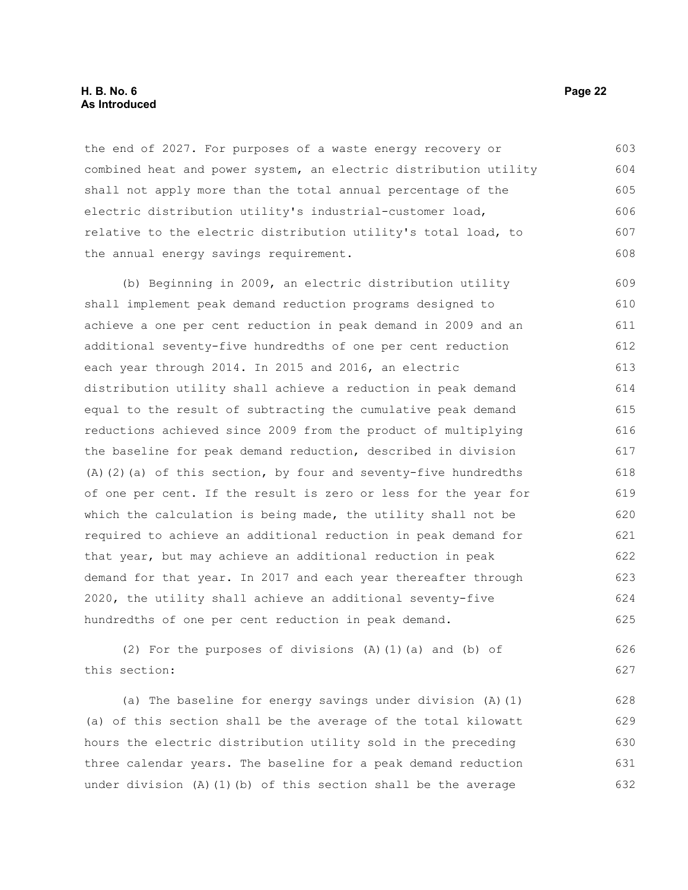the end of 2027. For purposes of a waste energy recovery or combined heat and power system, an electric distribution utility shall not apply more than the total annual percentage of the electric distribution utility's industrial-customer load, relative to the electric distribution utility's total load, to the annual energy savings requirement.

(b) Beginning in 2009, an electric distribution utility shall implement peak demand reduction programs designed to achieve a one per cent reduction in peak demand in 2009 and an additional seventy-five hundredths of one per cent reduction each year through 2014. In 2015 and 2016, an electric distribution utility shall achieve a reduction in peak demand equal to the result of subtracting the cumulative peak demand reductions achieved since 2009 from the product of multiplying the baseline for peak demand reduction, described in division (A)(2)(a) of this section, by four and seventy-five hundredths of one per cent. If the result is zero or less for the year for which the calculation is being made, the utility shall not be required to achieve an additional reduction in peak demand for that year, but may achieve an additional reduction in peak demand for that year. In 2017 and each year thereafter through 2020, the utility shall achieve an additional seventy-five hundredths of one per cent reduction in peak demand.

(2) For the purposes of divisions (A)(1)(a) and (b) of this section:

(a) The baseline for energy savings under division (A)(1)(a) of this section shall be the average of the total kilowatt hours the electric distribution utility sold in the preceding three calendar years. The baseline for a peak demand reduction under division (A)(1)(b) of this section shall be the average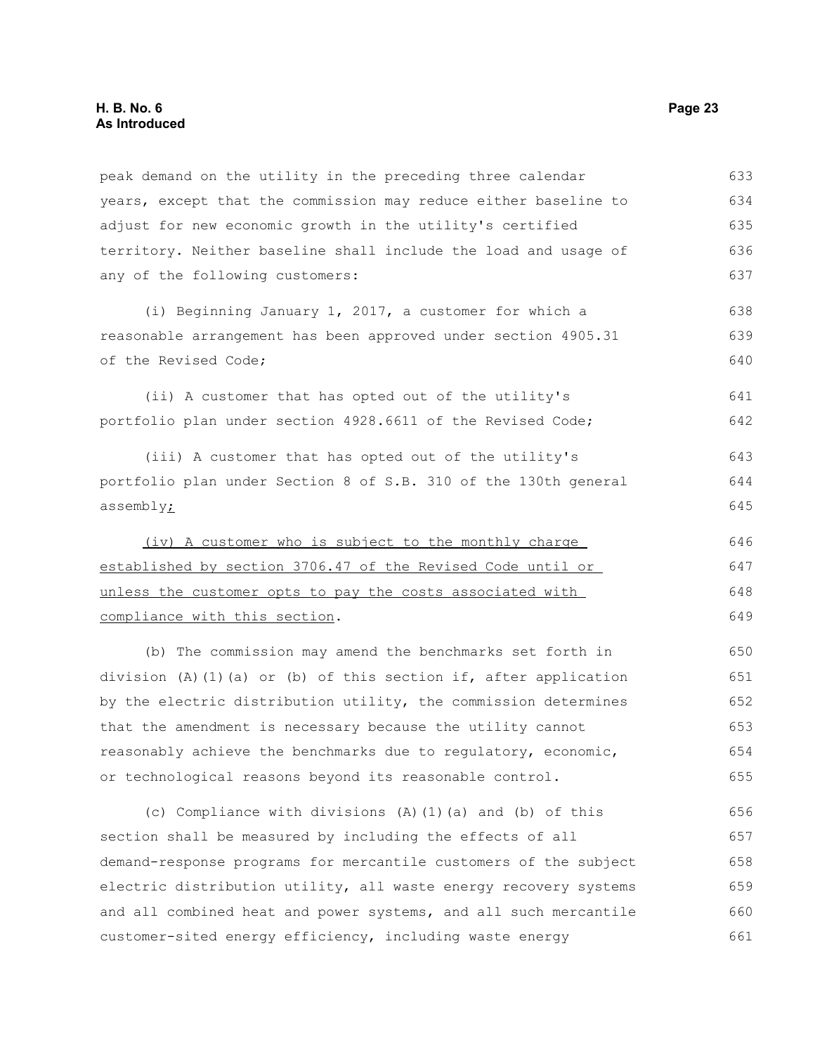peak demand on the utility in the preceding three calendar years, except that the commission may reduce either baseline to adjust for new economic growth in the utility's certified territory. Neither baseline shall include the load and usage of any of the following customers:

(i) Beginning January 1, 2017, a customer for which a reasonable arrangement has been approved under section 4905.31 of the Revised Code;

(ii) A customer that has opted out of the utility's portfolio plan under section 4928.6611 of the Revised Code;

(iii) A customer that has opted out of the utility's portfolio plan under Section 8 of S.B. 310 of the 130th general assembly;

(iv) A customer who is subject to the monthly charge established by section 3706.47 of the Revised Code until or unless the customer opts to pay the costs associated with compliance with this section.

(b) The commission may amend the benchmarks set forth in division (A)(1)(a) or (b) of this section if, after application by the electric distribution utility, the commission determines that the amendment is necessary because the utility cannot reasonably achieve the benchmarks due to regulatory, economic, or technological reasons beyond its reasonable control.

(c) Compliance with divisions (A)(1)(a) and (b) of this section shall be measured by including the effects of all demand-response programs for mercantile customers of the subject electric distribution utility, all waste energy recovery systems and all combined heat and power systems, and all such mercantile customer-sited energy efficiency, including waste energy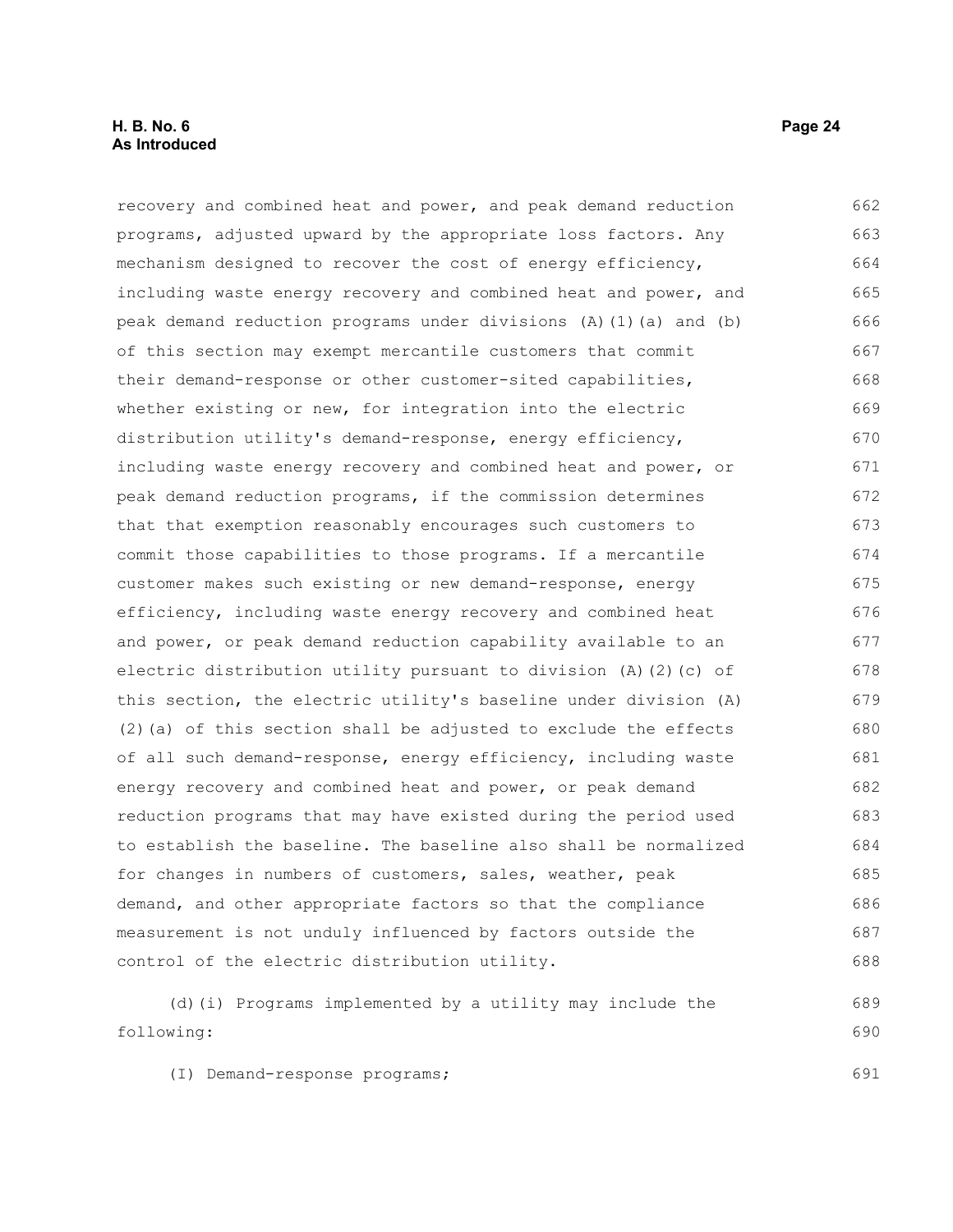recovery and combined heat and power, and peak demand reduction programs, adjusted upward by the appropriate loss factors. Any mechanism designed to recover the cost of energy efficiency, including waste energy recovery and combined heat and power, and peak demand reduction programs under divisions (A)(1)(a) and (b) of this section may exempt mercantile customers that commit their demand-response or other customer-sited capabilities, whether existing or new, for integration into the electric distribution utility's demand-response, energy efficiency, including waste energy recovery and combined heat and power, or peak demand reduction programs, if the commission determines that that exemption reasonably encourages such customers to commit those capabilities to those programs. If a mercantile customer makes such existing or new demand-response, energy efficiency, including waste energy recovery and combined heat and power, or peak demand reduction capability available to an electric distribution utility pursuant to division (A)(2)(c) of this section, the electric utility's baseline under division (A)(2)(a) of this section shall be adjusted to exclude the effects of all such demand-response, energy efficiency, including waste energy recovery and combined heat and power, or peak demand reduction programs that may have existed during the period used to establish the baseline. The baseline also shall be normalized for changes in numbers of customers, sales, weather, peak demand, and other appropriate factors so that the compliance measurement is not unduly influenced by factors outside the control of the electric distribution utility.

(d)(i) Programs implemented by a utility may include the following:

(I) Demand-response programs;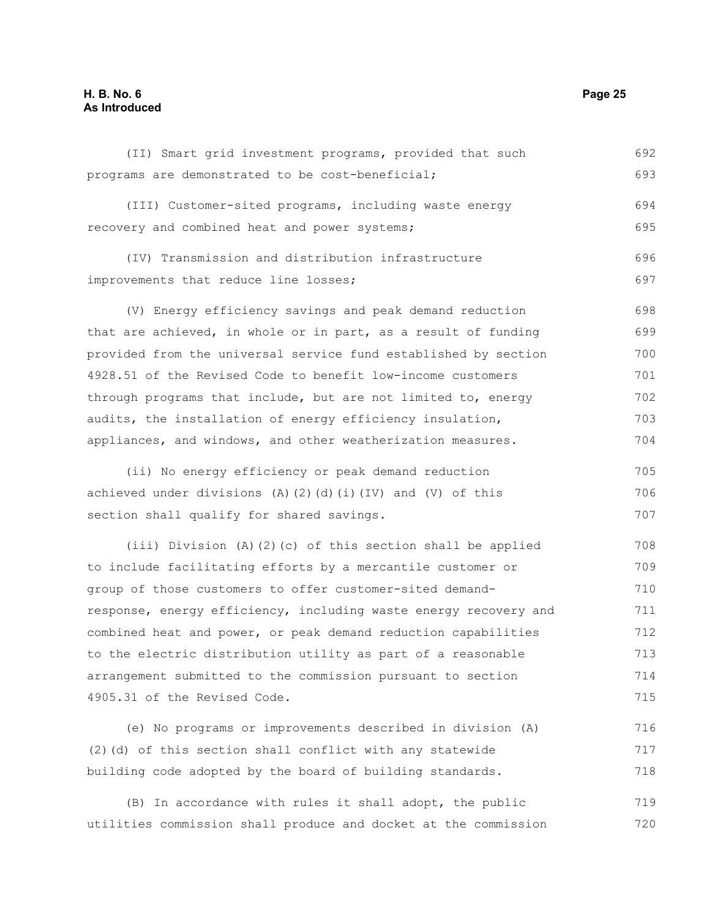(II) Smart grid investment programs, provided that such programs are demonstrated to be cost-beneficial;

(III) Customer-sited programs, including waste energy recovery and combined heat and power systems;

(IV) Transmission and distribution infrastructure improvements that reduce line losses;

(V) Energy efficiency savings and peak demand reduction that are achieved, in whole or in part, as a result of funding provided from the universal service fund established by section 4928.51 of the Revised Code to benefit low-income customers through programs that include, but are not limited to, energy audits, the installation of energy efficiency insulation, appliances, and windows, and other weatherization measures.

(ii) No energy efficiency or peak demand reduction achieved under divisions (A)(2)(d)(i)(IV) and (V) of this section shall qualify for shared savings.

(iii) Division (A)(2)(c) of this section shall be applied to include facilitating efforts by a mercantile customer or group of those customers to offer customer-sited demand-response, energy efficiency, including waste energy recovery and combined heat and power, or peak demand reduction capabilities to the electric distribution utility as part of a reasonable arrangement submitted to the commission pursuant to section 4905.31 of the Revised Code.

(e) No programs or improvements described in division (A)(2)(d) of this section shall conflict with any statewide building code adopted by the board of building standards.

(B) In accordance with rules it shall adopt, the public utilities commission shall produce and docket at the commission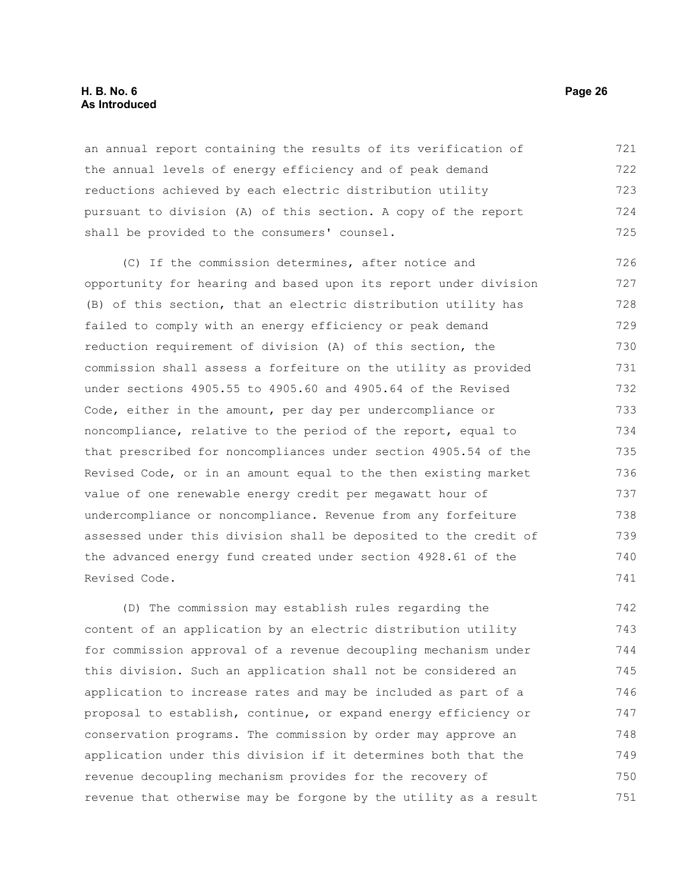an annual report containing the results of its verification of the annual levels of energy efficiency and of peak demand reductions achieved by each electric distribution utility pursuant to division (A) of this section. A copy of the report shall be provided to the consumers' counsel.

(C) If the commission determines, after notice and opportunity for hearing and based upon its report under division (B) of this section, that an electric distribution utility has failed to comply with an energy efficiency or peak demand reduction requirement of division (A) of this section, the commission shall assess a forfeiture on the utility as provided under sections 4905.55 to 4905.60 and 4905.64 of the Revised Code, either in the amount, per day per undercompliance or noncompliance, relative to the period of the report, equal to that prescribed for noncompliances under section 4905.54 of the Revised Code, or in an amount equal to the then existing market value of one renewable energy credit per megawatt hour of undercompliance or noncompliance. Revenue from any forfeiture assessed under this division shall be deposited to the credit of the advanced energy fund created under section 4928.61 of the Revised Code.

(D) The commission may establish rules regarding the content of an application by an electric distribution utility for commission approval of a revenue decoupling mechanism under this division. Such an application shall not be considered an application to increase rates and may be included as part of a proposal to establish, continue, or expand energy efficiency or conservation programs. The commission by order may approve an application under this division if it determines both that the revenue decoupling mechanism provides for the recovery of revenue that otherwise may be forgone by the utility as a result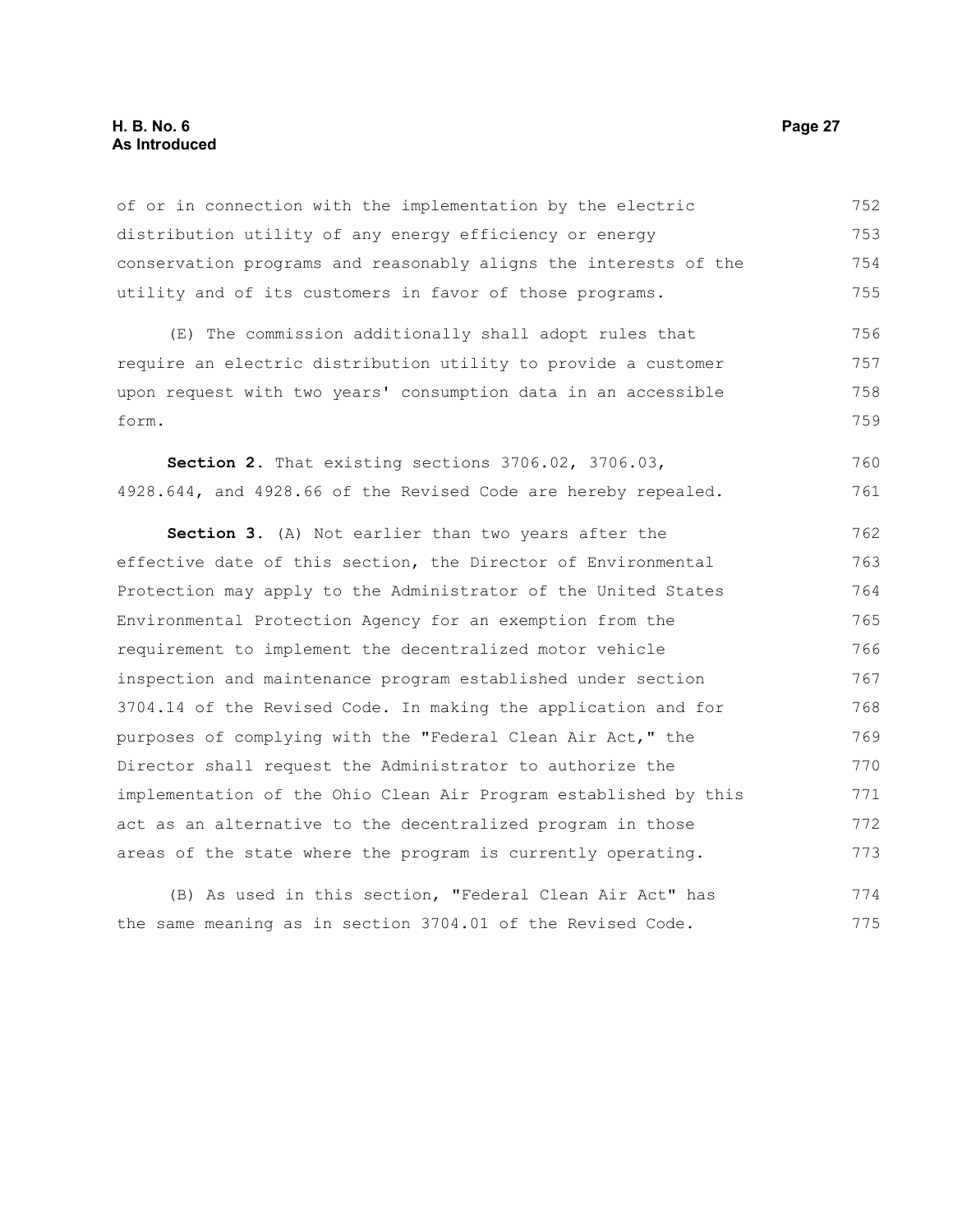of or in connection with the implementation by the electric distribution utility of any energy efficiency or energy conservation programs and reasonably aligns the interests of the utility and of its customers in favor of those programs.

(E) The commission additionally shall adopt rules that require an electric distribution utility to provide a customer upon request with two years' consumption data in an accessible form.

**Section 2.** That existing sections 3706.02, 3706.03, 4928.644, and 4928.66 of the Revised Code are hereby repealed.

**Section 3.** (A) Not earlier than two years after the effective date of this section, the Director of Environmental Protection may apply to the Administrator of the United States Environmental Protection Agency for an exemption from the requirement to implement the decentralized motor vehicle inspection and maintenance program established under section 3704.14 of the Revised Code. In making the application and for purposes of complying with the "Federal Clean Air Act," the Director shall request the Administrator to authorize the implementation of the Ohio Clean Air Program established by this act as an alternative to the decentralized program in those areas of the state where the program is currently operating.

(B) As used in this section, "Federal Clean Air Act" has the same meaning as in section 3704.01 of the Revised Code.